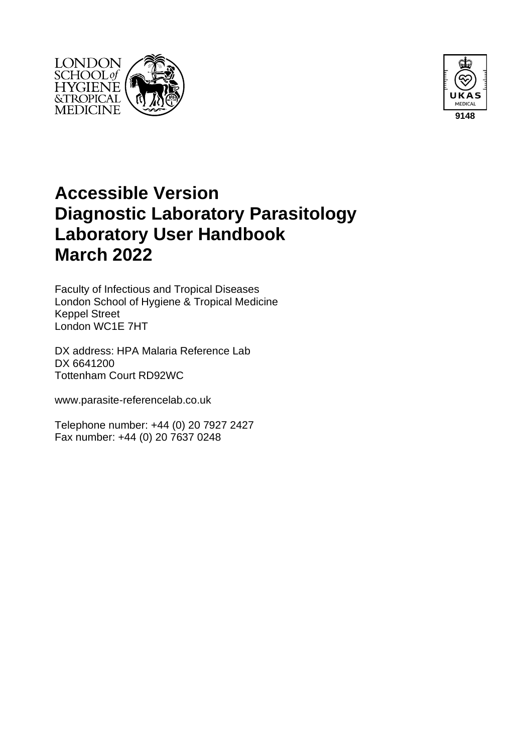# Accessible Version
# Diagnostic Laboratory Parasitology
# Laboratory User Handbook
# March 2022

Faculty of Infectious and Tropical Diseases
London School of Hygiene & Tropical Medicine
Keppel Street
London WC1E 7HT

DX address: HPA Malaria Reference Lab
DX 6641200
Tottenham Court RD92WC

www.parasite-referencelab.co.uk

Telephone number: +44 (0) 20 7927 2427
Fax number: +44 (0) 20 7637 0248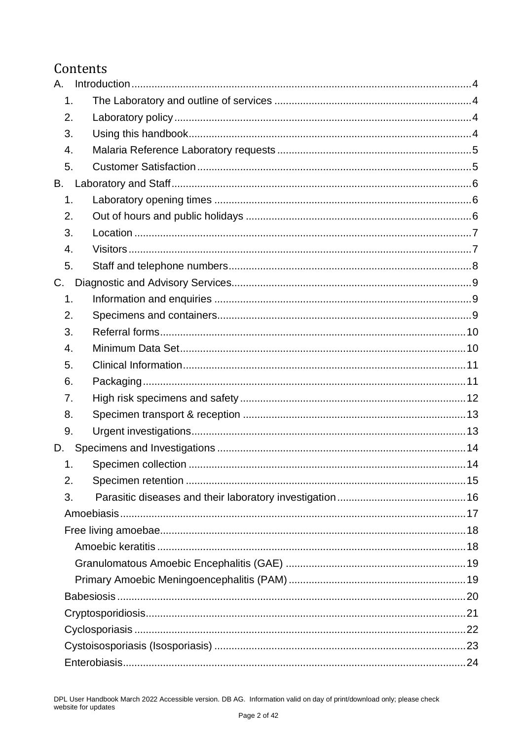# Contents

A. Introduction ..... 4

1. The Laboratory and outline of services ..... 4
2. Laboratory policy ..... 4
3. Using this handbook ..... 4
4. Malaria Reference Laboratory requests ..... 5
5. Customer Satisfaction ..... 5

B. Laboratory and Staff ..... 6

1. Laboratory opening times ..... 6
2. Out of hours and public holidays ..... 6
3. Location ..... 7
4. Visitors ..... 7
5. Staff and telephone numbers ..... 8

C. Diagnostic and Advisory Services ..... 9

1. Information and enquiries ..... 9
2. Specimens and containers ..... 9
3. Referral forms ..... 10
4. Minimum Data Set ..... 10
5. Clinical Information ..... 11
6. Packaging ..... 11
7. High risk specimens and safety ..... 12
8. Specimen transport & reception ..... 13
9. Urgent investigations ..... 13

D. Specimens and Investigations ..... 14

1. Specimen collection ..... 14
2. Specimen retention ..... 15
3. Parasitic diseases and their laboratory investigation ..... 16

- Amoebiasis ..... 17
- Free living amoebae ..... 18
  - Amoebic keratitis ..... 18
  - Granulomatous Amoebic Encephalitis (GAE) ..... 19
  - Primary Amoebic Meningoencephalitis (PAM) ..... 19
- Babesiosis ..... 20
- Cryptosporidiosis ..... 21
- Cyclosporiasis ..... 22
- Cystoisosporiasis (Isosporiasis) ..... 23
- Enterobiasis ..... 24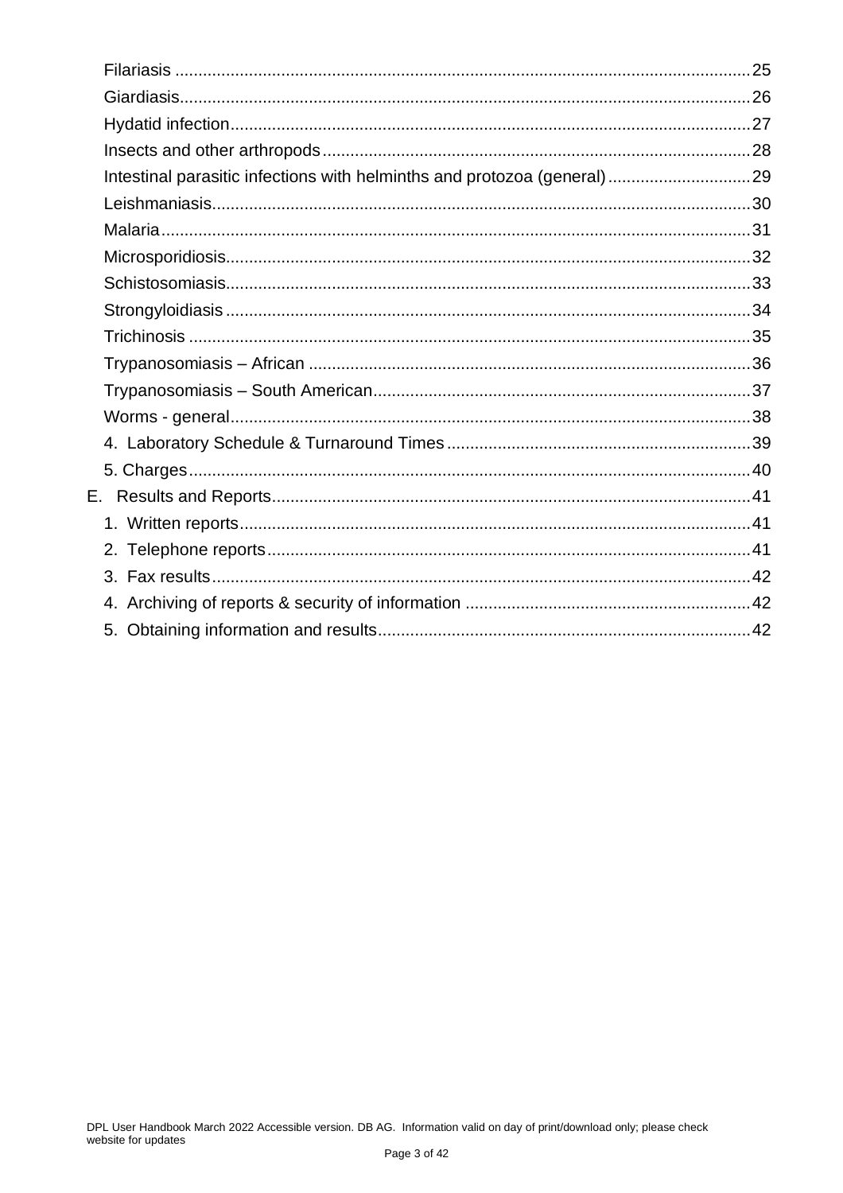- Filariasis ........................................................................................................................25
- Giardiasis.........................................................................................................................26
- Hydatid infection...............................................................................................................27
- Insects and other arthropods ............................................................................................28
- Intestinal parasitic infections with helminths and protozoa (general) ...............................29
- Leishmaniasis...................................................................................................................30
- Malaria..............................................................................................................................31
- Microsporidiosis................................................................................................................32
- Schistosomiasis................................................................................................................33
- Strongyloidiasis ................................................................................................................34
- Trichinosis ........................................................................................................................35
- Trypanosomiasis – African ...............................................................................................36
- Trypanosomiasis – South American.................................................................................37
- Worms - general................................................................................................................38
- 4. Laboratory Schedule & Turnaround Times .................................................................39
- 5. Charges........................................................................................................................40

E. Results and Reports.......................................................................................................41

- 1. Written reports.............................................................................................................41
- 2. Telephone reports........................................................................................................41
- 3. Fax results...................................................................................................................42
- 4. Archiving of reports & security of information .............................................................42
- 5. Obtaining information and results................................................................................42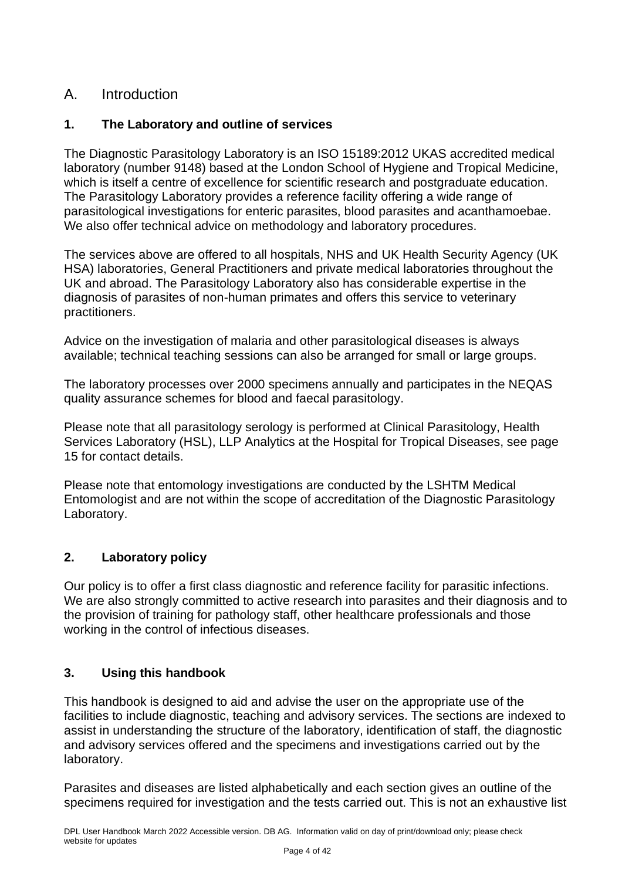# A. Introduction

## 1. The Laboratory and outline of services

The Diagnostic Parasitology Laboratory is an ISO 15189:2012 UKAS accredited medical laboratory (number 9148) based at the London School of Hygiene and Tropical Medicine, which is itself a centre of excellence for scientific research and postgraduate education. The Parasitology Laboratory provides a reference facility offering a wide range of parasitological investigations for enteric parasites, blood parasites and acanthamoebae. We also offer technical advice on methodology and laboratory procedures.

The services above are offered to all hospitals, NHS and UK Health Security Agency (UK HSA) laboratories, General Practitioners and private medical laboratories throughout the UK and abroad. The Parasitology Laboratory also has considerable expertise in the diagnosis of parasites of non-human primates and offers this service to veterinary practitioners.

Advice on the investigation of malaria and other parasitological diseases is always available; technical teaching sessions can also be arranged for small or large groups.

The laboratory processes over 2000 specimens annually and participates in the NEQAS quality assurance schemes for blood and faecal parasitology.

Please note that all parasitology serology is performed at Clinical Parasitology, Health Services Laboratory (HSL), LLP Analytics at the Hospital for Tropical Diseases, see page 15 for contact details.

Please note that entomology investigations are conducted by the LSHTM Medical Entomologist and are not within the scope of accreditation of the Diagnostic Parasitology Laboratory.

## 2. Laboratory policy

Our policy is to offer a first class diagnostic and reference facility for parasitic infections. We are also strongly committed to active research into parasites and their diagnosis and to the provision of training for pathology staff, other healthcare professionals and those working in the control of infectious diseases.

## 3. Using this handbook

This handbook is designed to aid and advise the user on the appropriate use of the facilities to include diagnostic, teaching and advisory services. The sections are indexed to assist in understanding the structure of the laboratory, identification of staff, the diagnostic and advisory services offered and the specimens and investigations carried out by the laboratory.

Parasites and diseases are listed alphabetically and each section gives an outline of the specimens required for investigation and the tests carried out. This is not an exhaustive list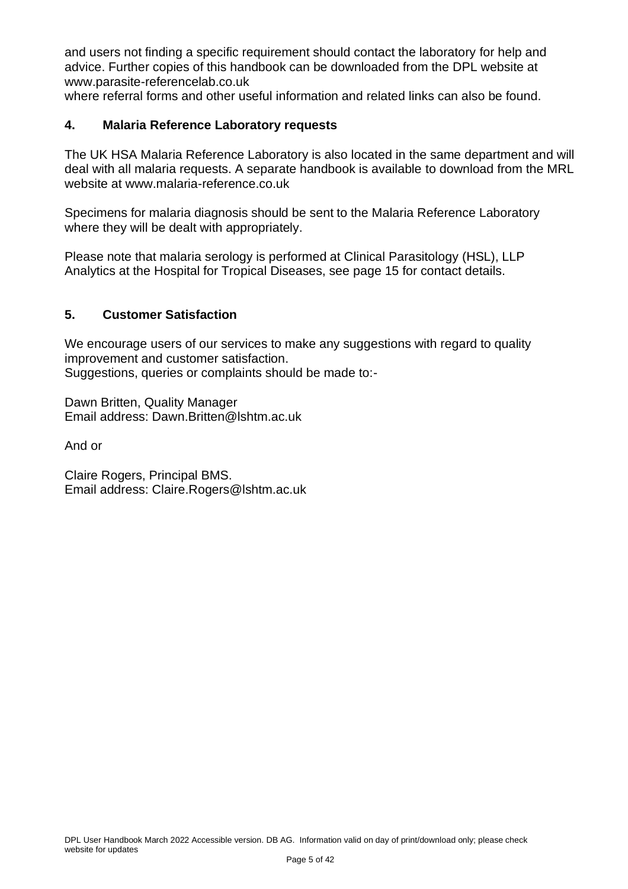and users not finding a specific requirement should contact the laboratory for help and advice. Further copies of this handbook can be downloaded from the DPL website at www.parasite-referencelab.co.uk
where referral forms and other useful information and related links can also be found.

## 4. Malaria Reference Laboratory requests

The UK HSA Malaria Reference Laboratory is also located in the same department and will deal with all malaria requests. A separate handbook is available to download from the MRL website at www.malaria-reference.co.uk

Specimens for malaria diagnosis should be sent to the Malaria Reference Laboratory where they will be dealt with appropriately.

Please note that malaria serology is performed at Clinical Parasitology (HSL), LLP Analytics at the Hospital for Tropical Diseases, see page 15 for contact details.

## 5. Customer Satisfaction

We encourage users of our services to make any suggestions with regard to quality improvement and customer satisfaction.
Suggestions, queries or complaints should be made to:-

Dawn Britten, Quality Manager
Email address: Dawn.Britten@lshtm.ac.uk

And or

Claire Rogers, Principal BMS.
Email address: Claire.Rogers@lshtm.ac.uk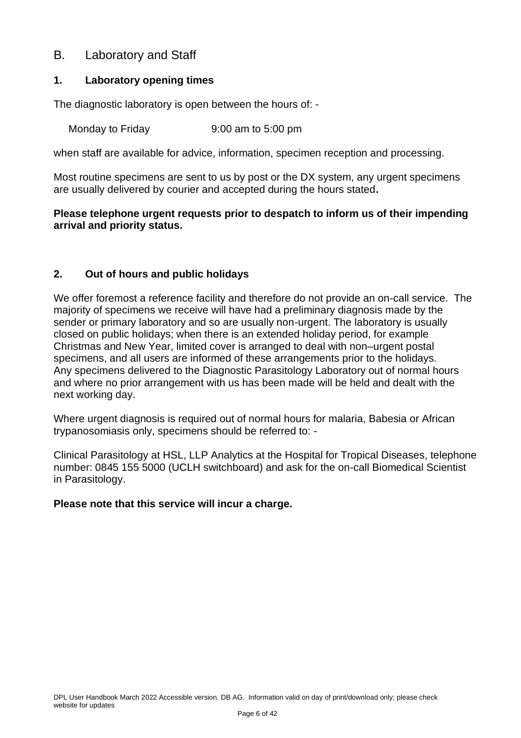## B. Laboratory and Staff

### 1. Laboratory opening times

The diagnostic laboratory is open between the hours of: -

Monday to Friday 9:00 am to 5:00 pm

when staff are available for advice, information, specimen reception and processing.

Most routine specimens are sent to us by post or the DX system, any urgent specimens are usually delivered by courier and accepted during the hours stated.

**Please telephone urgent requests prior to despatch to inform us of their impending arrival and priority status.**

### 2. Out of hours and public holidays

We offer foremost a reference facility and therefore do not provide an on-call service. The majority of specimens we receive will have had a preliminary diagnosis made by the sender or primary laboratory and so are usually non-urgent. The laboratory is usually closed on public holidays; when there is an extended holiday period, for example Christmas and New Year, limited cover is arranged to deal with non–urgent postal specimens, and all users are informed of these arrangements prior to the holidays. Any specimens delivered to the Diagnostic Parasitology Laboratory out of normal hours and where no prior arrangement with us has been made will be held and dealt with the next working day.

Where urgent diagnosis is required out of normal hours for malaria, Babesia or African trypanosomiasis only, specimens should be referred to: -

Clinical Parasitology at HSL, LLP Analytics at the Hospital for Tropical Diseases, telephone number: 0845 155 5000 (UCLH switchboard) and ask for the on-call Biomedical Scientist in Parasitology.

**Please note that this service will incur a charge.**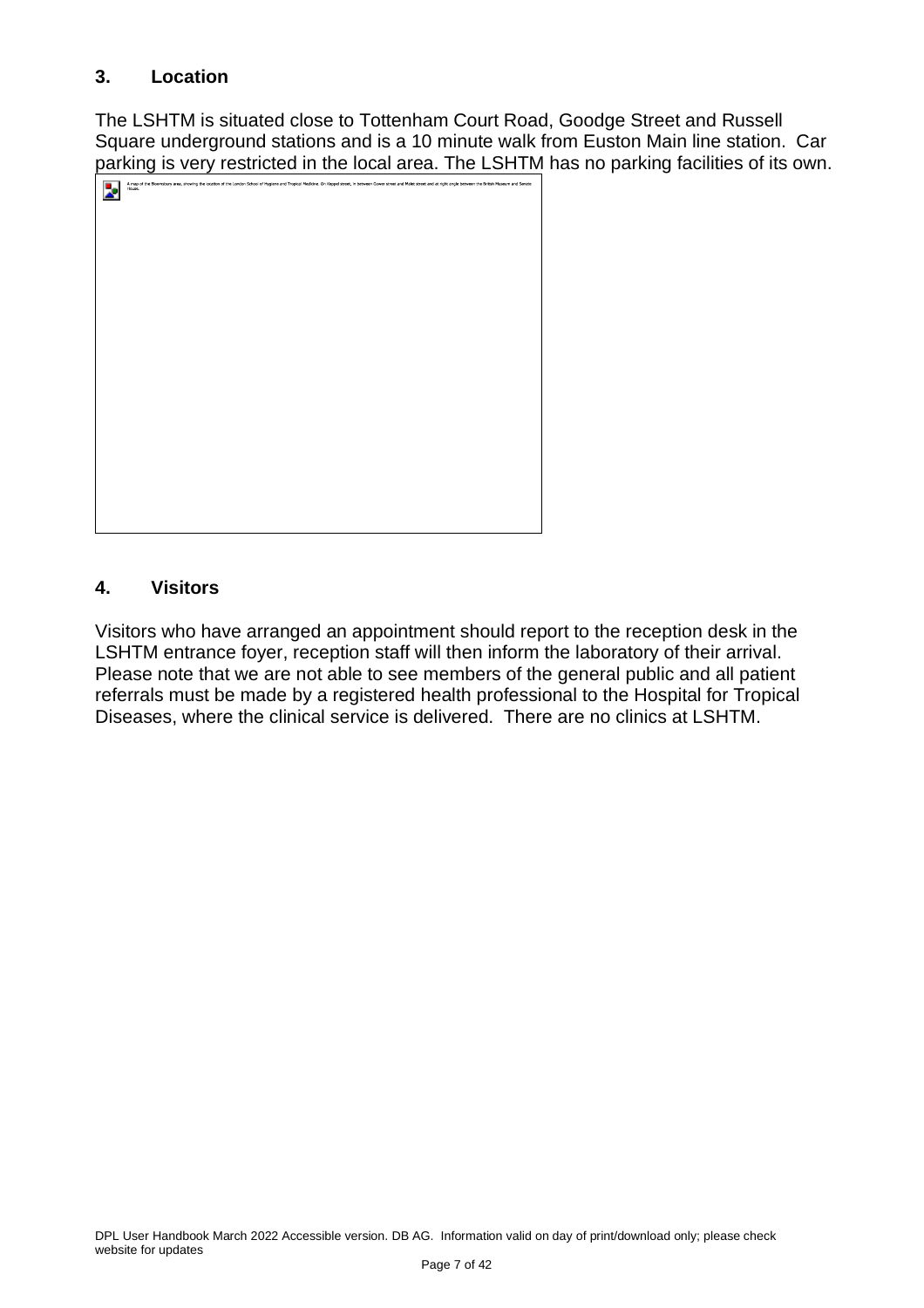## 3. Location

The LSHTM is situated close to Tottenham Court Road, Goodge Street and Russell Square underground stations and is a 10 minute walk from Euston Main line station. Car parking is very restricted in the local area. The LSHTM has no parking facilities of its own.

A map of the Bloomsbury area, showing the location of the London School of Hygiene and Tropical Medicine. On Keppel street, in between Gower street and Malet street and at right angle between the British Museum and Senate House.

## 4. Visitors

Visitors who have arranged an appointment should report to the reception desk in the LSHTM entrance foyer, reception staff will then inform the laboratory of their arrival. Please note that we are not able to see members of the general public and all patient referrals must be made by a registered health professional to the Hospital for Tropical Diseases, where the clinical service is delivered. There are no clinics at LSHTM.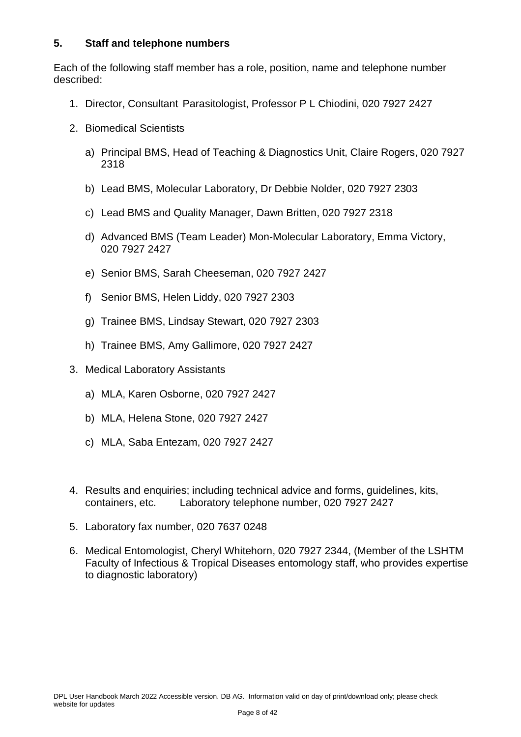## 5. Staff and telephone numbers

Each of the following staff member has a role, position, name and telephone number described:

1. Director, Consultant Parasitologist, Professor P L Chiodini, 020 7927 2427
2. Biomedical Scientists
   a) Principal BMS, Head of Teaching & Diagnostics Unit, Claire Rogers, 020 7927 2318
   b) Lead BMS, Molecular Laboratory, Dr Debbie Nolder, 020 7927 2303
   c) Lead BMS and Quality Manager, Dawn Britten, 020 7927 2318
   d) Advanced BMS (Team Leader) Mon-Molecular Laboratory, Emma Victory, 020 7927 2427
   e) Senior BMS, Sarah Cheeseman, 020 7927 2427
   f) Senior BMS, Helen Liddy, 020 7927 2303
   g) Trainee BMS, Lindsay Stewart, 020 7927 2303
   h) Trainee BMS, Amy Gallimore, 020 7927 2427
3. Medical Laboratory Assistants
   a) MLA, Karen Osborne, 020 7927 2427
   b) MLA, Helena Stone, 020 7927 2427
   c) MLA, Saba Entezam, 020 7927 2427
4. Results and enquiries; including technical advice and forms, guidelines, kits, containers, etc. Laboratory telephone number, 020 7927 2427
5. Laboratory fax number, 020 7637 0248
6. Medical Entomologist, Cheryl Whitehorn, 020 7927 2344, (Member of the LSHTM Faculty of Infectious & Tropical Diseases entomology staff, who provides expertise to diagnostic laboratory)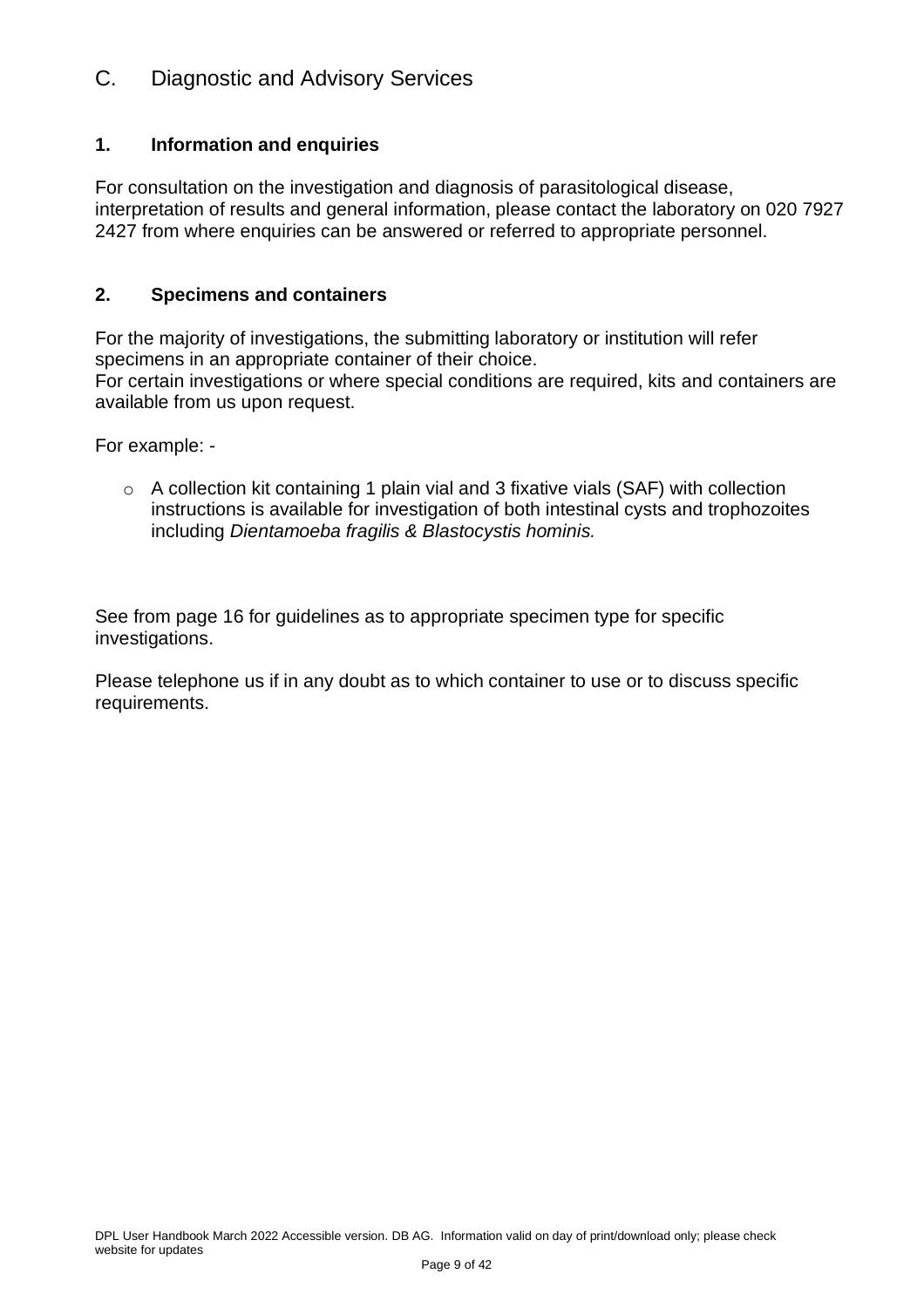## C. Diagnostic and Advisory Services

### 1. Information and enquiries

For consultation on the investigation and diagnosis of parasitological disease, interpretation of results and general information, please contact the laboratory on 020 7927 2427 from where enquiries can be answered or referred to appropriate personnel.

### 2. Specimens and containers

For the majority of investigations, the submitting laboratory or institution will refer specimens in an appropriate container of their choice.
For certain investigations or where special conditions are required, kits and containers are available from us upon request.

For example: -

- A collection kit containing 1 plain vial and 3 fixative vials (SAF) with collection instructions is available for investigation of both intestinal cysts and trophozoites including *Dientamoeba fragilis & Blastocystis hominis.*

See from page 16 for guidelines as to appropriate specimen type for specific investigations.

Please telephone us if in any doubt as to which container to use or to discuss specific requirements.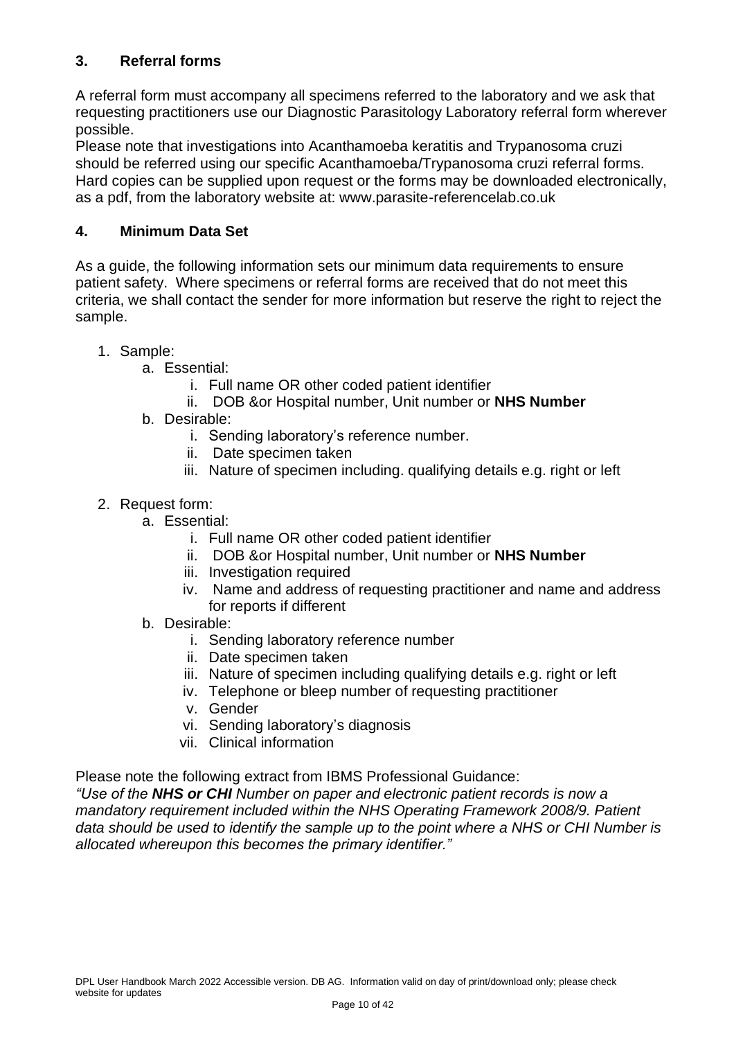## 3. Referral forms

A referral form must accompany all specimens referred to the laboratory and we ask that requesting practitioners use our Diagnostic Parasitology Laboratory referral form wherever possible.

Please note that investigations into Acanthamoeba keratitis and Trypanosoma cruzi should be referred using our specific Acanthamoeba/Trypanosoma cruzi referral forms. Hard copies can be supplied upon request or the forms may be downloaded electronically, as a pdf, from the laboratory website at: www.parasite-referencelab.co.uk

## 4. Minimum Data Set

As a guide, the following information sets our minimum data requirements to ensure patient safety. Where specimens or referral forms are received that do not meet this criteria, we shall contact the sender for more information but reserve the right to reject the sample.

1. Sample:
   a. Essential:
      i. Full name OR other coded patient identifier
      ii. DOB &or Hospital number, Unit number or **NHS Number**
   b. Desirable:
      i. Sending laboratory's reference number.
      ii. Date specimen taken
      iii. Nature of specimen including. qualifying details e.g. right or left

2. Request form:
   a. Essential:
      i. Full name OR other coded patient identifier
      ii. DOB &or Hospital number, Unit number or **NHS Number**
      iii. Investigation required
      iv. Name and address of requesting practitioner and name and address for reports if different
   b. Desirable:
      i. Sending laboratory reference number
      ii. Date specimen taken
      iii. Nature of specimen including qualifying details e.g. right or left
      iv. Telephone or bleep number of requesting practitioner
      v. Gender
      vi. Sending laboratory's diagnosis
      vii. Clinical information

Please note the following extract from IBMS Professional Guidance:

*"Use of the **NHS or CHI** Number on paper and electronic patient records is now a mandatory requirement included within the NHS Operating Framework 2008/9. Patient data should be used to identify the sample up to the point where a NHS or CHI Number is allocated whereupon this becomes the primary identifier."*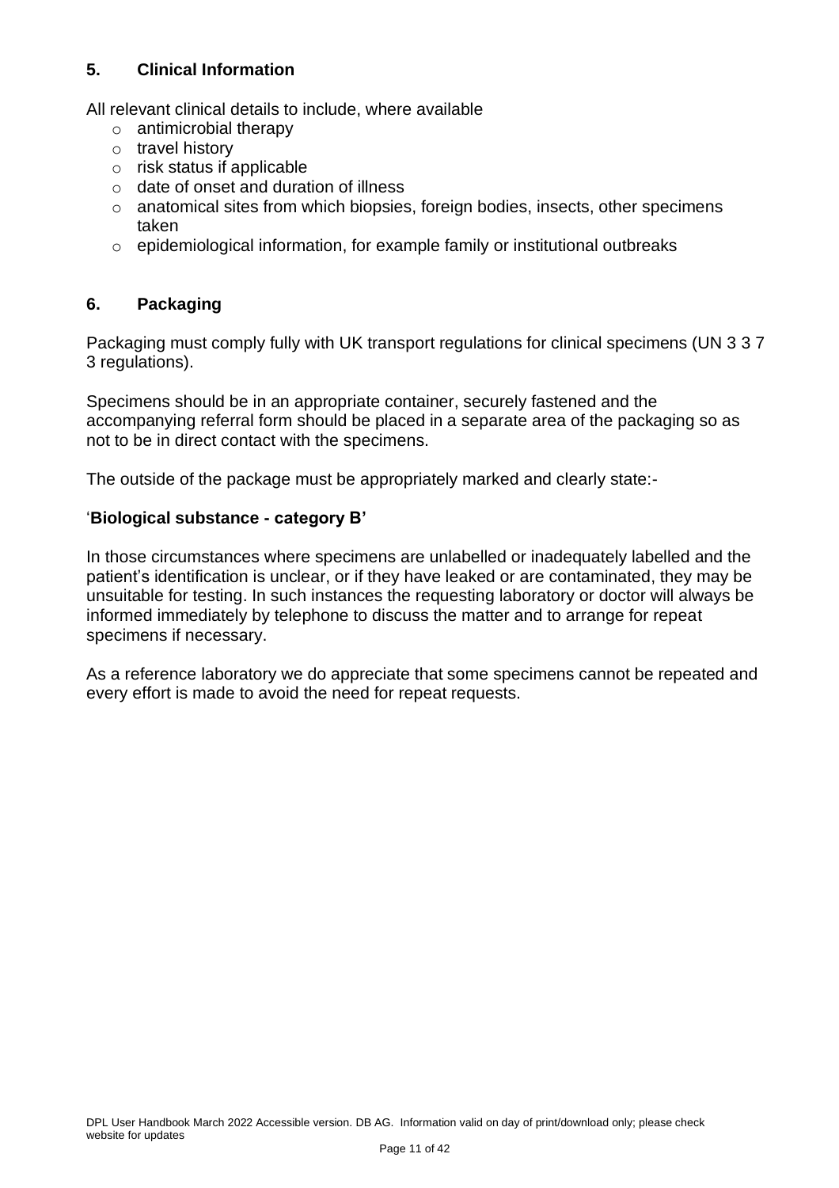## 5. Clinical Information

All relevant clinical details to include, where available

- antimicrobial therapy
- travel history
- risk status if applicable
- date of onset and duration of illness
- anatomical sites from which biopsies, foreign bodies, insects, other specimens taken
- epidemiological information, for example family or institutional outbreaks

## 6. Packaging

Packaging must comply fully with UK transport regulations for clinical specimens (UN 3 3 7 3 regulations).

Specimens should be in an appropriate container, securely fastened and the accompanying referral form should be placed in a separate area of the packaging so as not to be in direct contact with the specimens.

The outside of the package must be appropriately marked and clearly state:-

'**Biological substance - category B'**

In those circumstances where specimens are unlabelled or inadequately labelled and the patient's identification is unclear, or if they have leaked or are contaminated, they may be unsuitable for testing. In such instances the requesting laboratory or doctor will always be informed immediately by telephone to discuss the matter and to arrange for repeat specimens if necessary.

As a reference laboratory we do appreciate that some specimens cannot be repeated and every effort is made to avoid the need for repeat requests.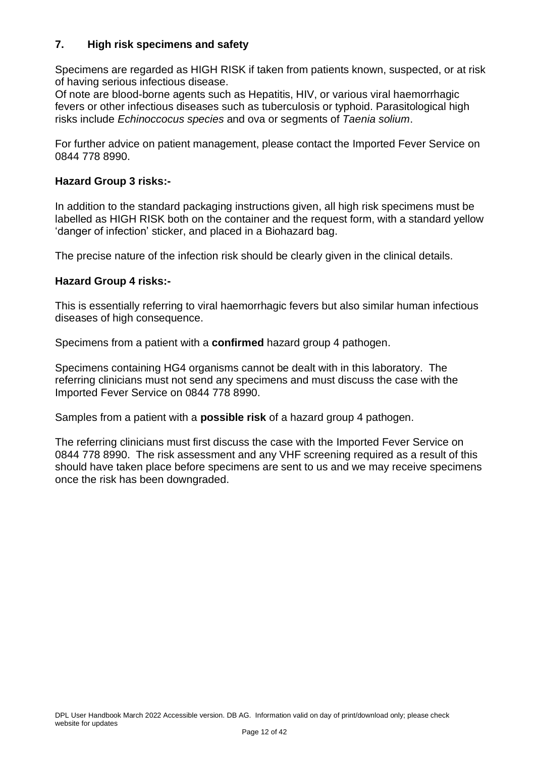## 7. High risk specimens and safety

Specimens are regarded as HIGH RISK if taken from patients known, suspected, or at risk of having serious infectious disease.
Of note are blood-borne agents such as Hepatitis, HIV, or various viral haemorrhagic fevers or other infectious diseases such as tuberculosis or typhoid. Parasitological high risks include *Echinoccocus species* and ova or segments of *Taenia solium*.

For further advice on patient management, please contact the Imported Fever Service on 0844 778 8990.

### Hazard Group 3 risks:-

In addition to the standard packaging instructions given, all high risk specimens must be labelled as HIGH RISK both on the container and the request form, with a standard yellow 'danger of infection' sticker, and placed in a Biohazard bag.

The precise nature of the infection risk should be clearly given in the clinical details.

### Hazard Group 4 risks:-

This is essentially referring to viral haemorrhagic fevers but also similar human infectious diseases of high consequence.

Specimens from a patient with a **confirmed** hazard group 4 pathogen.

Specimens containing HG4 organisms cannot be dealt with in this laboratory. The referring clinicians must not send any specimens and must discuss the case with the Imported Fever Service on 0844 778 8990.

Samples from a patient with a **possible risk** of a hazard group 4 pathogen.

The referring clinicians must first discuss the case with the Imported Fever Service on 0844 778 8990. The risk assessment and any VHF screening required as a result of this should have taken place before specimens are sent to us and we may receive specimens once the risk has been downgraded.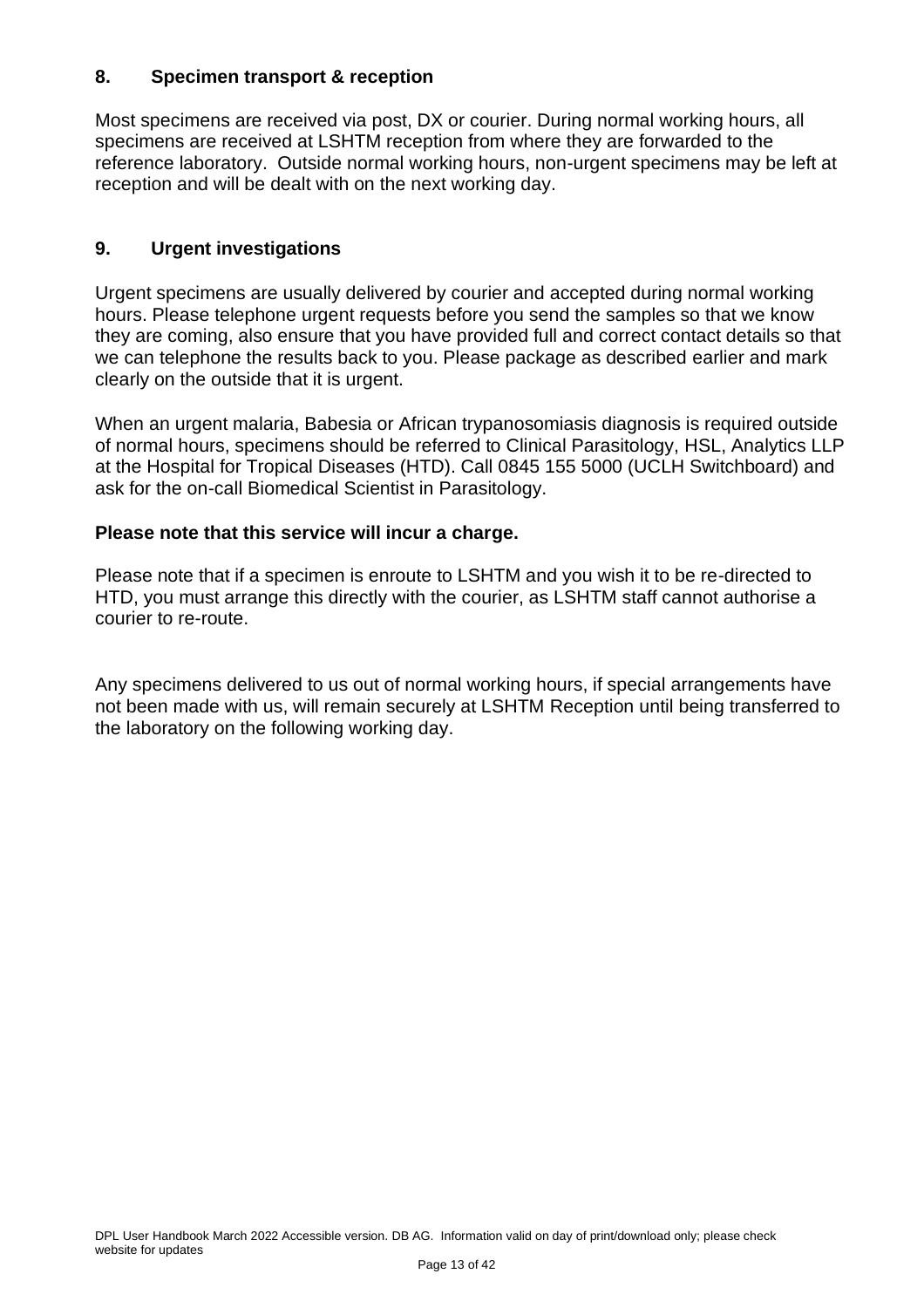## 8. Specimen transport & reception

Most specimens are received via post, DX or courier. During normal working hours, all specimens are received at LSHTM reception from where they are forwarded to the reference laboratory. Outside normal working hours, non-urgent specimens may be left at reception and will be dealt with on the next working day.

## 9. Urgent investigations

Urgent specimens are usually delivered by courier and accepted during normal working hours. Please telephone urgent requests before you send the samples so that we know they are coming, also ensure that you have provided full and correct contact details so that we can telephone the results back to you. Please package as described earlier and mark clearly on the outside that it is urgent.

When an urgent malaria, Babesia or African trypanosomiasis diagnosis is required outside of normal hours, specimens should be referred to Clinical Parasitology, HSL, Analytics LLP at the Hospital for Tropical Diseases (HTD). Call 0845 155 5000 (UCLH Switchboard) and ask for the on-call Biomedical Scientist in Parasitology.

**Please note that this service will incur a charge.**

Please note that if a specimen is enroute to LSHTM and you wish it to be re-directed to HTD, you must arrange this directly with the courier, as LSHTM staff cannot authorise a courier to re-route.

Any specimens delivered to us out of normal working hours, if special arrangements have not been made with us, will remain securely at LSHTM Reception until being transferred to the laboratory on the following working day.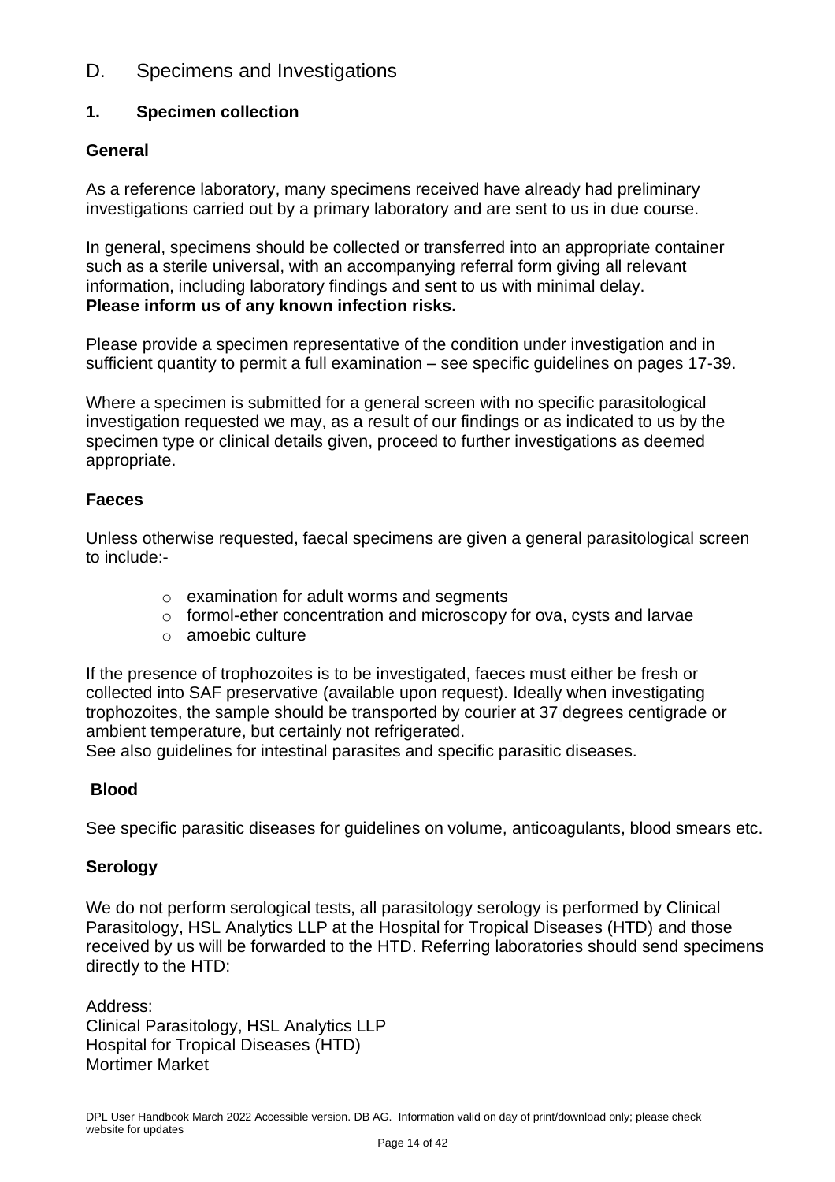# D. Specimens and Investigations

## 1. Specimen collection

### General

As a reference laboratory, many specimens received have already had preliminary investigations carried out by a primary laboratory and are sent to us in due course.

In general, specimens should be collected or transferred into an appropriate container such as a sterile universal, with an accompanying referral form giving all relevant information, including laboratory findings and sent to us with minimal delay.
**Please inform us of any known infection risks.**

Please provide a specimen representative of the condition under investigation and in sufficient quantity to permit a full examination – see specific guidelines on pages 17-39.

Where a specimen is submitted for a general screen with no specific parasitological investigation requested we may, as a result of our findings or as indicated to us by the specimen type or clinical details given, proceed to further investigations as deemed appropriate.

### Faeces

Unless otherwise requested, faecal specimens are given a general parasitological screen to include:-

- examination for adult worms and segments
- formol-ether concentration and microscopy for ova, cysts and larvae
- amoebic culture

If the presence of trophozoites is to be investigated, faeces must either be fresh or collected into SAF preservative (available upon request). Ideally when investigating trophozoites, the sample should be transported by courier at 37 degrees centigrade or ambient temperature, but certainly not refrigerated.
See also guidelines for intestinal parasites and specific parasitic diseases.

### Blood

See specific parasitic diseases for guidelines on volume, anticoagulants, blood smears etc.

### Serology

We do not perform serological tests, all parasitology serology is performed by Clinical Parasitology, HSL Analytics LLP at the Hospital for Tropical Diseases (HTD) and those received by us will be forwarded to the HTD. Referring laboratories should send specimens directly to the HTD:

Address:
Clinical Parasitology, HSL Analytics LLP
Hospital for Tropical Diseases (HTD)
Mortimer Market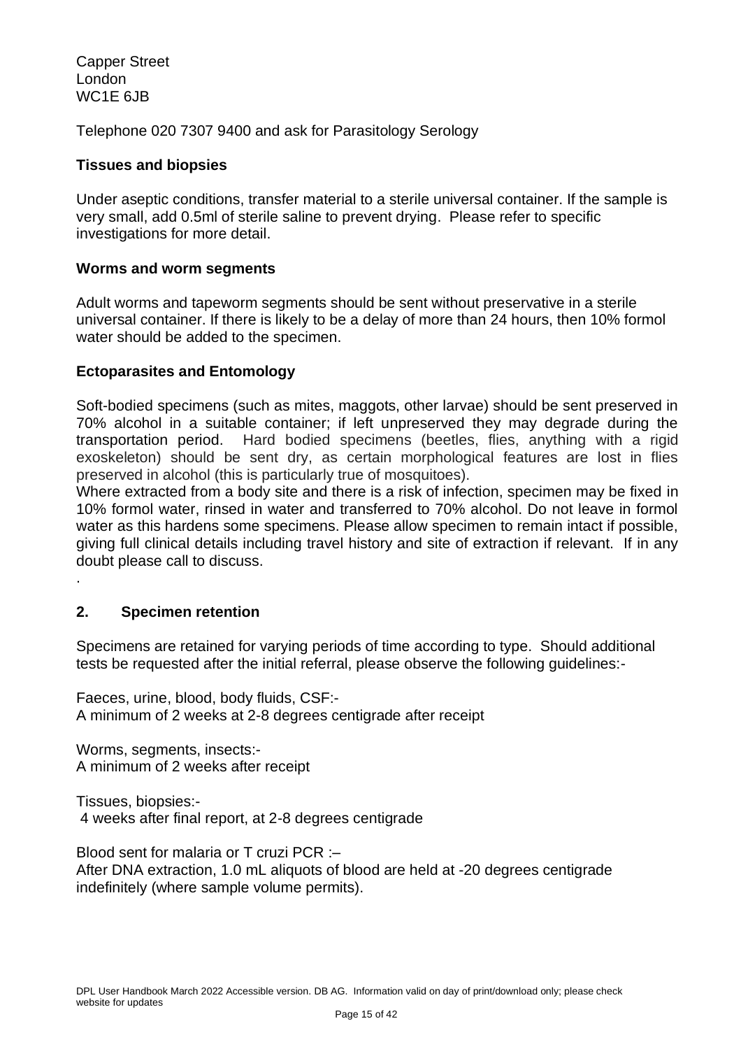Capper Street
London
WC1E 6JB

Telephone 020 7307 9400 and ask for Parasitology Serology

**Tissues and biopsies**

Under aseptic conditions, transfer material to a sterile universal container. If the sample is very small, add 0.5ml of sterile saline to prevent drying. Please refer to specific investigations for more detail.

**Worms and worm segments**

Adult worms and tapeworm segments should be sent without preservative in a sterile universal container. If there is likely to be a delay of more than 24 hours, then 10% formol water should be added to the specimen.

**Ectoparasites and Entomology**

Soft-bodied specimens (such as mites, maggots, other larvae) should be sent preserved in 70% alcohol in a suitable container; if left unpreserved they may degrade during the transportation period. Hard bodied specimens (beetles, flies, anything with a rigid exoskeleton) should be sent dry, as certain morphological features are lost in flies preserved in alcohol (this is particularly true of mosquitoes).
Where extracted from a body site and there is a risk of infection, specimen may be fixed in 10% formol water, rinsed in water and transferred to 70% alcohol. Do not leave in formol water as this hardens some specimens. Please allow specimen to remain intact if possible, giving full clinical details including travel history and site of extraction if relevant. If in any doubt please call to discuss.
.

## 2. Specimen retention

Specimens are retained for varying periods of time according to type. Should additional tests be requested after the initial referral, please observe the following guidelines:-

Faeces, urine, blood, body fluids, CSF:-
A minimum of 2 weeks at 2-8 degrees centigrade after receipt

Worms, segments, insects:-
A minimum of 2 weeks after receipt

Tissues, biopsies:-
4 weeks after final report, at 2-8 degrees centigrade

Blood sent for malaria or T cruzi PCR :–
After DNA extraction, 1.0 mL aliquots of blood are held at -20 degrees centigrade indefinitely (where sample volume permits).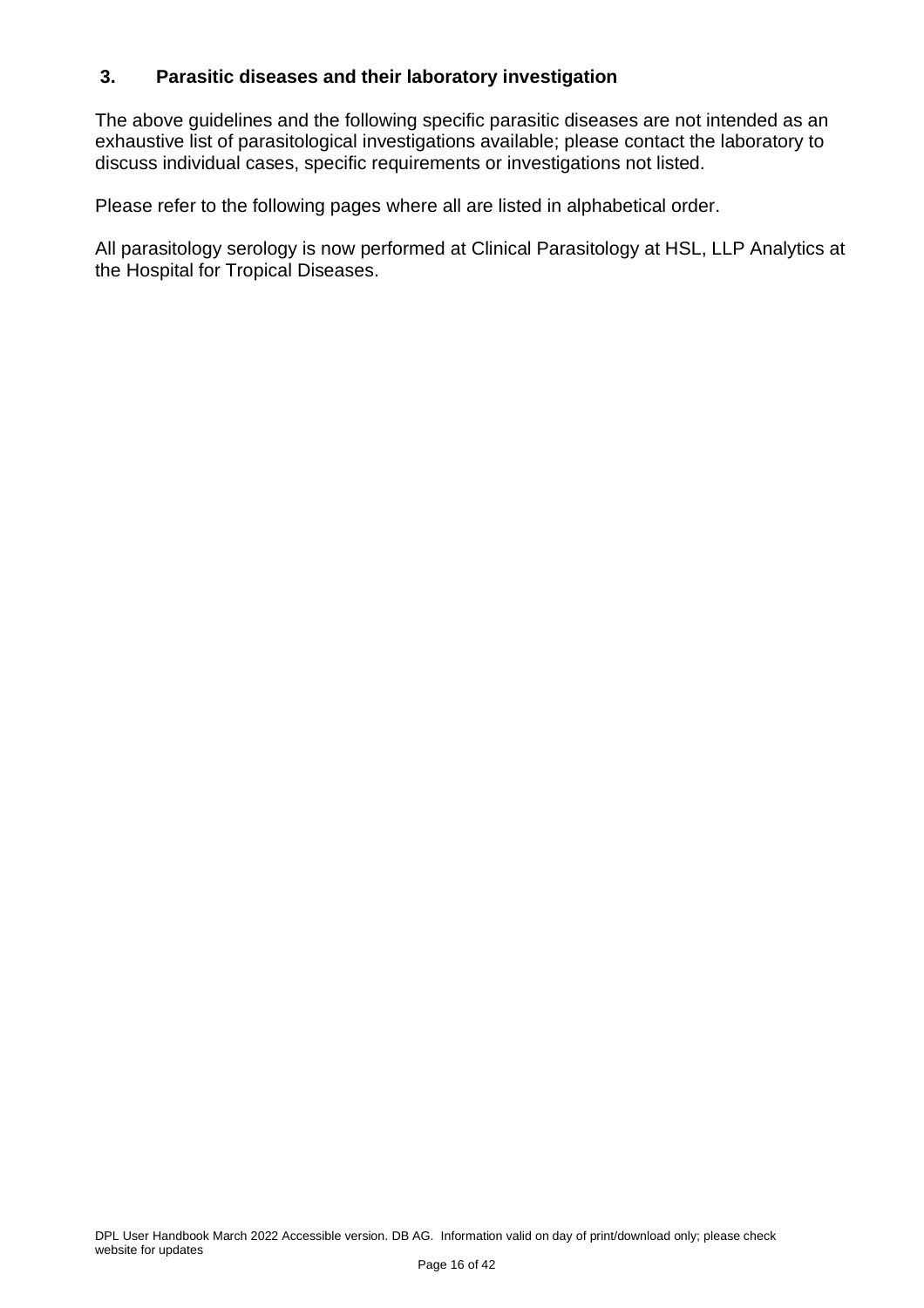## 3. Parasitic diseases and their laboratory investigation

The above guidelines and the following specific parasitic diseases are not intended as an exhaustive list of parasitological investigations available; please contact the laboratory to discuss individual cases, specific requirements or investigations not listed.

Please refer to the following pages where all are listed in alphabetical order.

All parasitology serology is now performed at Clinical Parasitology at HSL, LLP Analytics at the Hospital for Tropical Diseases.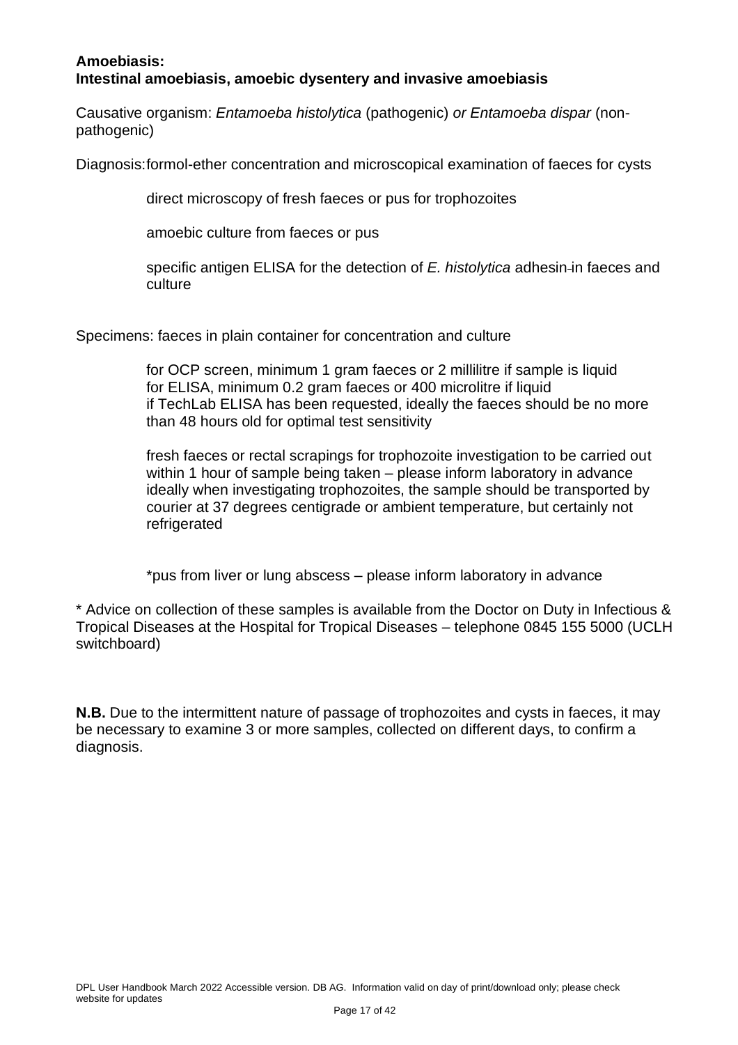**Amoebiasis:**
**Intestinal amoebiasis, amoebic dysentery and invasive amoebiasis**

Causative organism: *Entamoeba histolytica* (pathogenic) *or Entamoeba dispar* (non-pathogenic)

Diagnosis: formol-ether concentration and microscopical examination of faeces for cysts

direct microscopy of fresh faeces or pus for trophozoites

amoebic culture from faeces or pus

specific antigen ELISA for the detection of *E. histolytica* adhesin in faeces and culture

Specimens: faeces in plain container for concentration and culture

for OCP screen, minimum 1 gram faeces or 2 millilitre if sample is liquid
for ELISA, minimum 0.2 gram faeces or 400 microlitre if liquid
if TechLab ELISA has been requested, ideally the faeces should be no more than 48 hours old for optimal test sensitivity

fresh faeces or rectal scrapings for trophozoite investigation to be carried out within 1 hour of sample being taken – please inform laboratory in advance
ideally when investigating trophozoites, the sample should be transported by courier at 37 degrees centigrade or ambient temperature, but certainly not refrigerated

*pus from liver or lung abscess – please inform laboratory in advance

* Advice on collection of these samples is available from the Doctor on Duty in Infectious & Tropical Diseases at the Hospital for Tropical Diseases – telephone 0845 155 5000 (UCLH switchboard)

**N.B.** Due to the intermittent nature of passage of trophozoites and cysts in faeces, it may be necessary to examine 3 or more samples, collected on different days, to confirm a diagnosis.

DPL User Handbook March 2022 Accessible version. DB AG. Information valid on day of print/download only; please check website for updates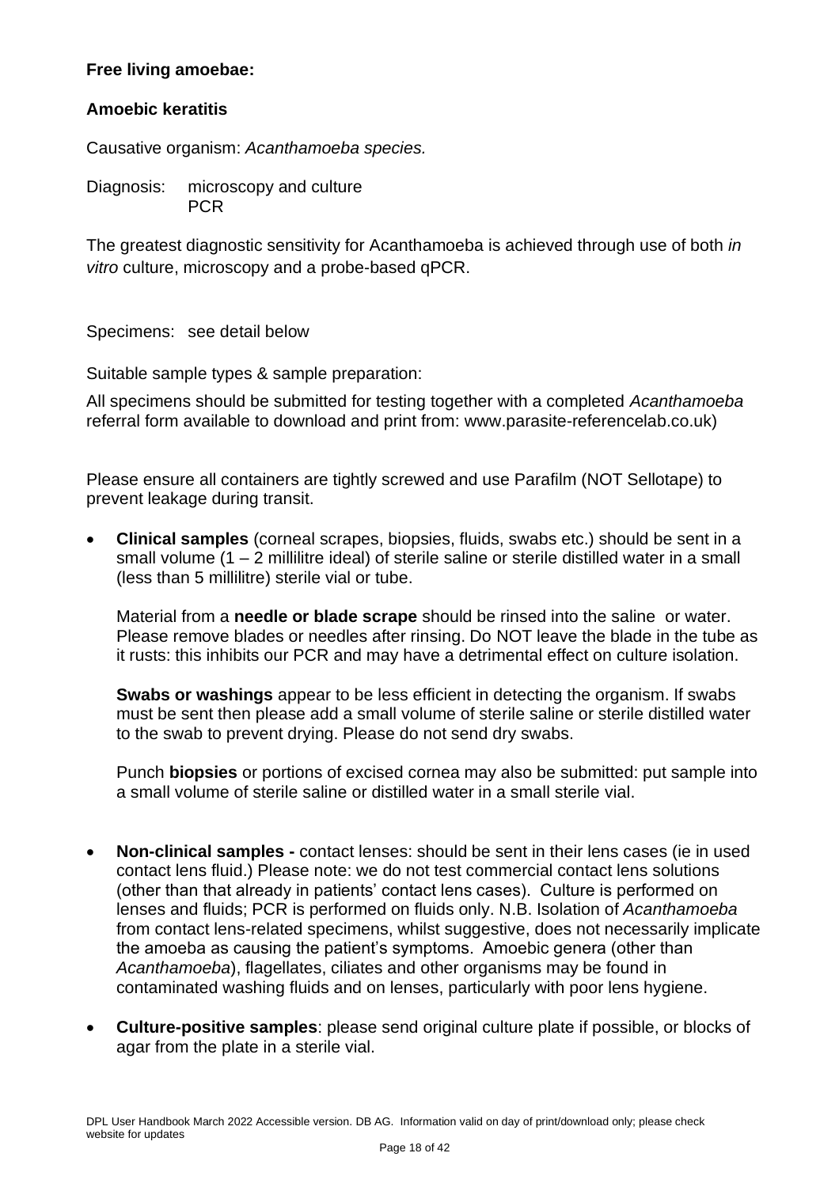**Free living amoebae:**

**Amoebic keratitis**

Causative organism: *Acanthamoeba species.*

Diagnosis: microscopy and culture
PCR

The greatest diagnostic sensitivity for Acanthamoeba is achieved through use of both *in vitro* culture, microscopy and a probe-based qPCR.

Specimens: see detail below

Suitable sample types & sample preparation:

All specimens should be submitted for testing together with a completed *Acanthamoeba* referral form available to download and print from: www.parasite-referencelab.co.uk)

Please ensure all containers are tightly screwed and use Parafilm (NOT Sellotape) to prevent leakage during transit.

- **Clinical samples** (corneal scrapes, biopsies, fluids, swabs etc.) should be sent in a small volume (1 – 2 millilitre ideal) of sterile saline or sterile distilled water in a small (less than 5 millilitre) sterile vial or tube.

  Material from a **needle or blade scrape** should be rinsed into the saline or water. Please remove blades or needles after rinsing. Do NOT leave the blade in the tube as it rusts: this inhibits our PCR and may have a detrimental effect on culture isolation.

  **Swabs or washings** appear to be less efficient in detecting the organism. If swabs must be sent then please add a small volume of sterile saline or sterile distilled water to the swab to prevent drying. Please do not send dry swabs.

  Punch **biopsies** or portions of excised cornea may also be submitted: put sample into a small volume of sterile saline or distilled water in a small sterile vial.

- **Non-clinical samples -** contact lenses: should be sent in their lens cases (ie in used contact lens fluid.) Please note: we do not test commercial contact lens solutions (other than that already in patients' contact lens cases). Culture is performed on lenses and fluids; PCR is performed on fluids only. N.B. Isolation of *Acanthamoeba* from contact lens-related specimens, whilst suggestive, does not necessarily implicate the amoeba as causing the patient's symptoms. Amoebic genera (other than *Acanthamoeba*), flagellates, ciliates and other organisms may be found in contaminated washing fluids and on lenses, particularly with poor lens hygiene.

- **Culture-positive samples**: please send original culture plate if possible, or blocks of agar from the plate in a sterile vial.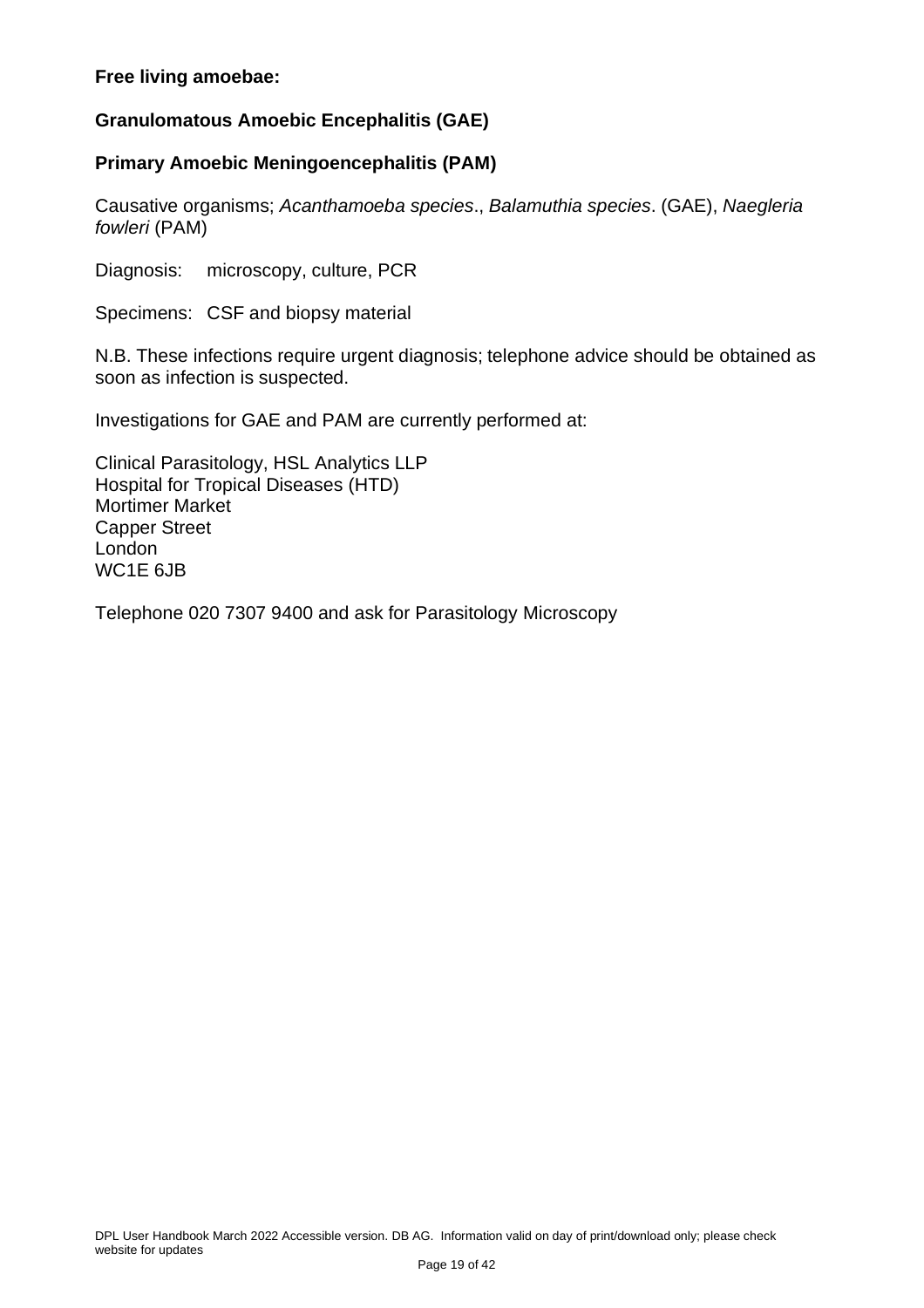**Free living amoebae:**

**Granulomatous Amoebic Encephalitis (GAE)**

**Primary Amoebic Meningoencephalitis (PAM)**

Causative organisms; *Acanthamoeba species*., *Balamuthia species*. (GAE), *Naegleria fowleri* (PAM)

Diagnosis: microscopy, culture, PCR

Specimens: CSF and biopsy material

N.B. These infections require urgent diagnosis; telephone advice should be obtained as soon as infection is suspected.

Investigations for GAE and PAM are currently performed at:

Clinical Parasitology, HSL Analytics LLP
Hospital for Tropical Diseases (HTD)
Mortimer Market
Capper Street
London
WC1E 6JB

Telephone 020 7307 9400 and ask for Parasitology Microscopy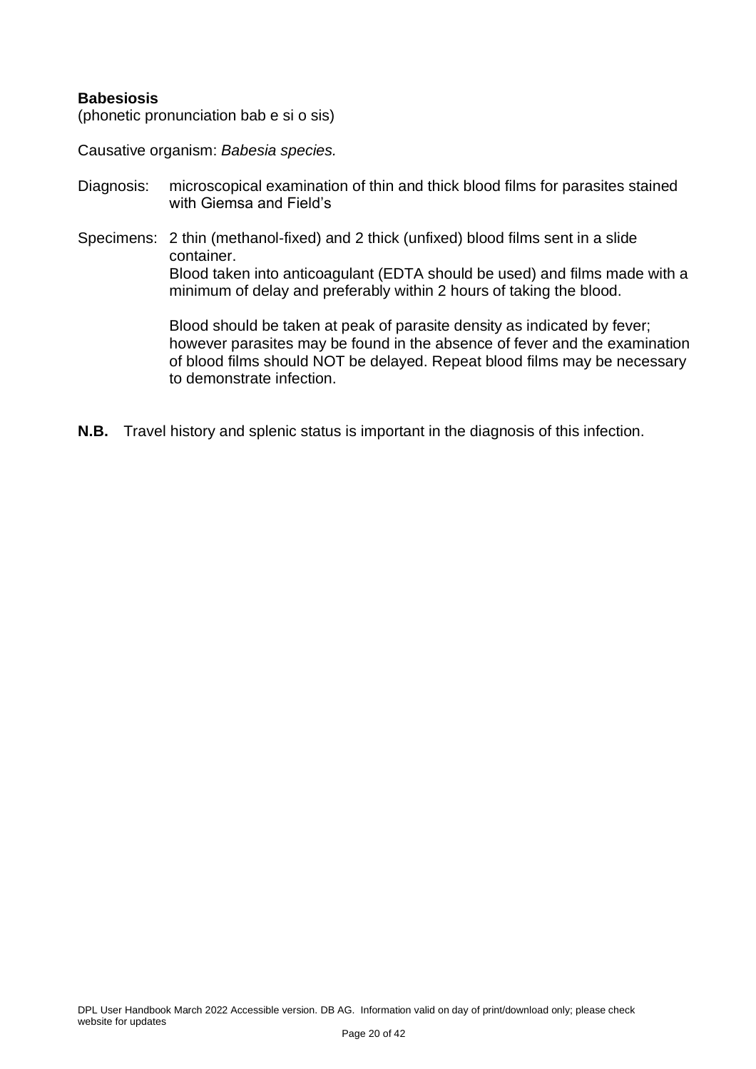**Babesiosis**
(phonetic pronunciation bab e si o sis)

Causative organism: *Babesia species.*

Diagnosis: microscopical examination of thin and thick blood films for parasites stained with Giemsa and Field's

Specimens: 2 thin (methanol-fixed) and 2 thick (unfixed) blood films sent in a slide container.
Blood taken into anticoagulant (EDTA should be used) and films made with a minimum of delay and preferably within 2 hours of taking the blood.

Blood should be taken at peak of parasite density as indicated by fever; however parasites may be found in the absence of fever and the examination of blood films should NOT be delayed. Repeat blood films may be necessary to demonstrate infection.

**N.B.** Travel history and splenic status is important in the diagnosis of this infection.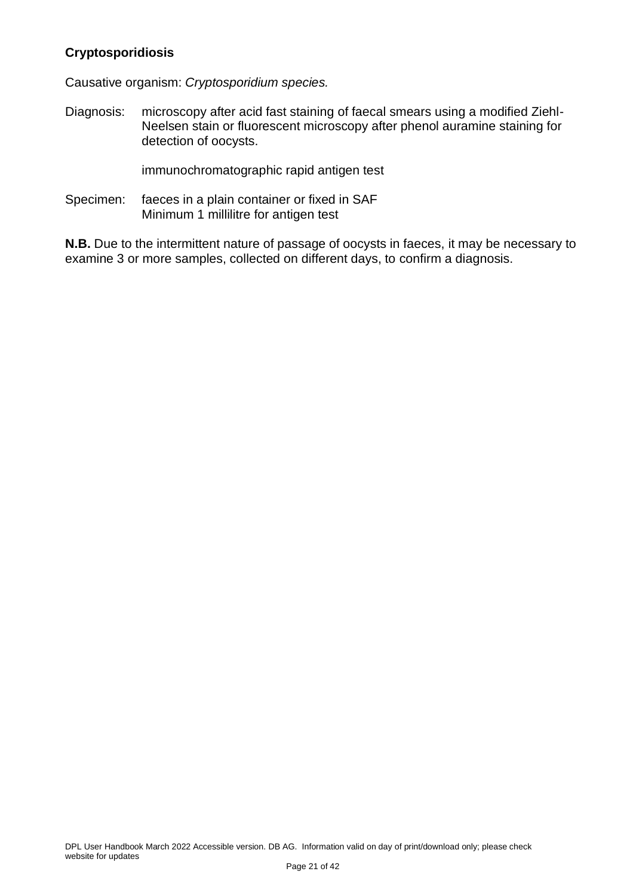**Cryptosporidiosis**

Causative organism: *Cryptosporidium species.*

Diagnosis: microscopy after acid fast staining of faecal smears using a modified Ziehl-Neelsen stain or fluorescent microscopy after phenol auramine staining for detection of oocysts.

immunochromatographic rapid antigen test

Specimen: faeces in a plain container or fixed in SAF
Minimum 1 millilitre for antigen test

**N.B.** Due to the intermittent nature of passage of oocysts in faeces, it may be necessary to examine 3 or more samples, collected on different days, to confirm a diagnosis.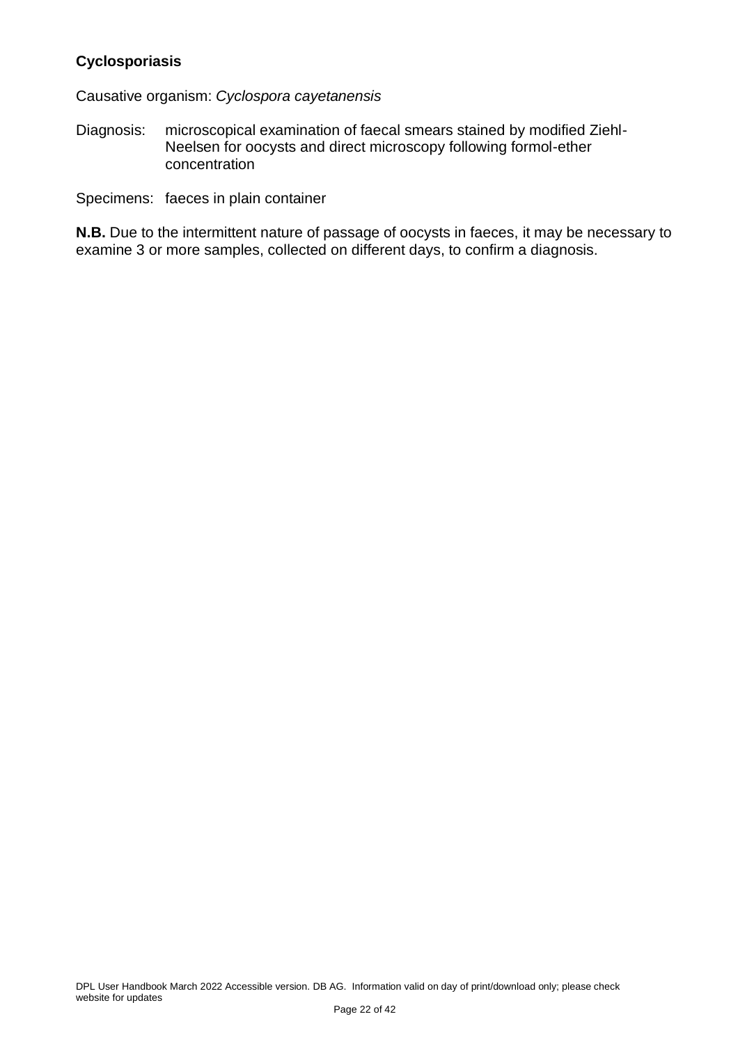**Cyclosporiasis**

Causative organism: *Cyclospora cayetanensis*

Diagnosis: microscopical examination of faecal smears stained by modified Ziehl-Neelsen for oocysts and direct microscopy following formol-ether concentration

Specimens: faeces in plain container

**N.B.** Due to the intermittent nature of passage of oocysts in faeces, it may be necessary to examine 3 or more samples, collected on different days, to confirm a diagnosis.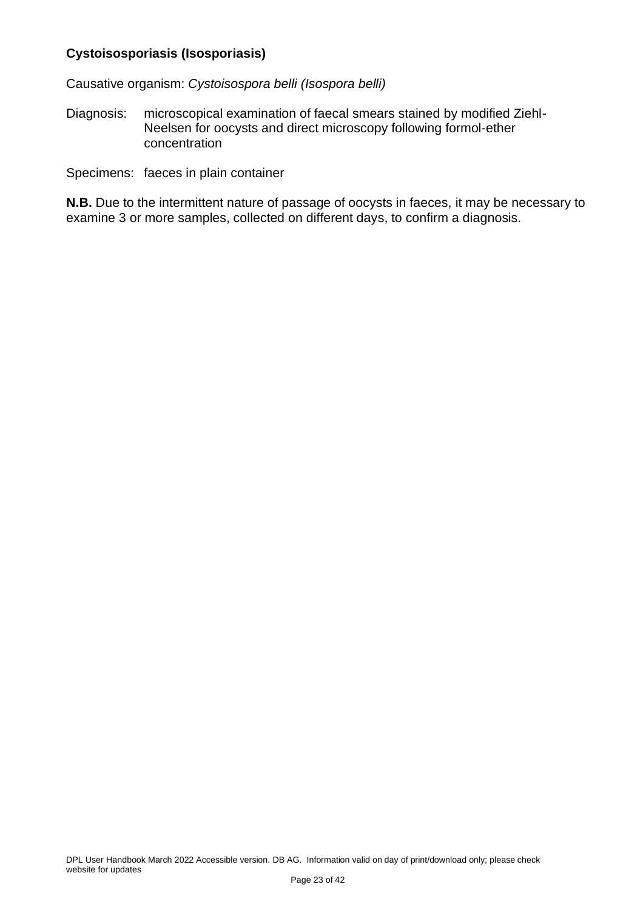**Cystoisosporiasis (Isosporiasis)**

Causative organism: *Cystoisospora belli (Isospora belli)*

Diagnosis: microscopical examination of faecal smears stained by modified Ziehl-Neelsen for oocysts and direct microscopy following formol-ether concentration

Specimens: faeces in plain container

**N.B.** Due to the intermittent nature of passage of oocysts in faeces, it may be necessary to examine 3 or more samples, collected on different days, to confirm a diagnosis.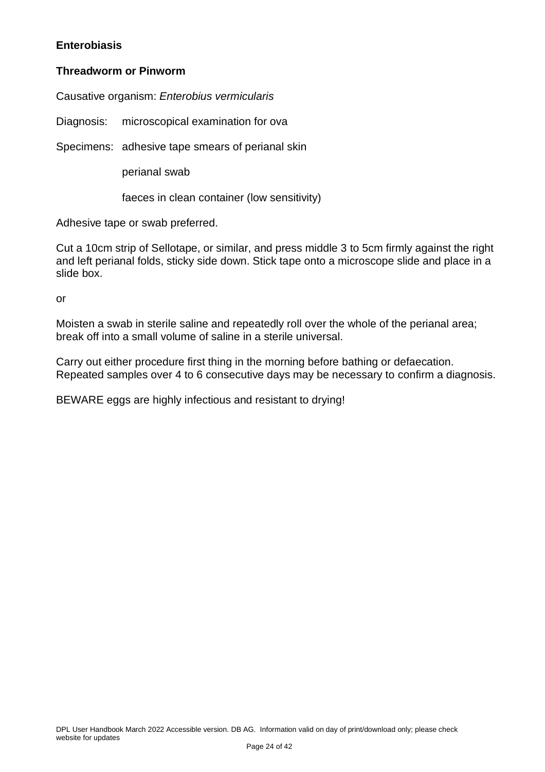**Enterobiasis**

**Threadworm or Pinworm**

Causative organism: *Enterobius vermicularis*

Diagnosis: microscopical examination for ova

Specimens: adhesive tape smears of perianal skin

perianal swab

faeces in clean container (low sensitivity)

Adhesive tape or swab preferred.

Cut a 10cm strip of Sellotape, or similar, and press middle 3 to 5cm firmly against the right and left perianal folds, sticky side down. Stick tape onto a microscope slide and place in a slide box.

or

Moisten a swab in sterile saline and repeatedly roll over the whole of the perianal area; break off into a small volume of saline in a sterile universal.

Carry out either procedure first thing in the morning before bathing or defaecation. Repeated samples over 4 to 6 consecutive days may be necessary to confirm a diagnosis.

BEWARE eggs are highly infectious and resistant to drying!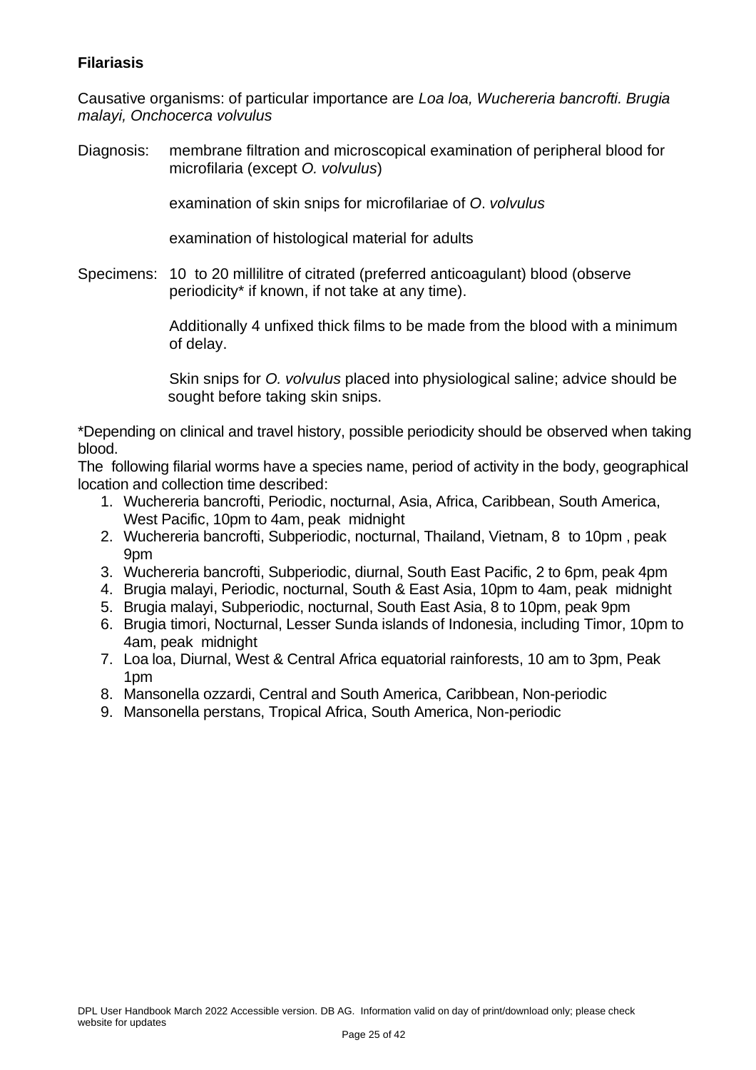**Filariasis**

Causative organisms: of particular importance are *Loa loa, Wuchereria bancrofti. Brugia malayi, Onchocerca volvulus*

Diagnosis: membrane filtration and microscopical examination of peripheral blood for microfilaria (except *O. volvulus*)

examination of skin snips for microfilariae of *O*. *volvulus*

examination of histological material for adults

Specimens: 10 to 20 millilitre of citrated (preferred anticoagulant) blood (observe periodicity* if known, if not take at any time).

Additionally 4 unfixed thick films to be made from the blood with a minimum of delay.

Skin snips for *O. volvulus* placed into physiological saline; advice should be sought before taking skin snips.

*Depending on clinical and travel history, possible periodicity should be observed when taking blood.

The following filarial worms have a species name, period of activity in the body, geographical location and collection time described:

1. Wuchereria bancrofti, Periodic, nocturnal, Asia, Africa, Caribbean, South America, West Pacific, 10pm to 4am, peak midnight
2. Wuchereria bancrofti, Subperiodic, nocturnal, Thailand, Vietnam, 8 to 10pm , peak 9pm
3. Wuchereria bancrofti, Subperiodic, diurnal, South East Pacific, 2 to 6pm, peak 4pm
4. Brugia malayi, Periodic, nocturnal, South & East Asia, 10pm to 4am, peak midnight
5. Brugia malayi, Subperiodic, nocturnal, South East Asia, 8 to 10pm, peak 9pm
6. Brugia timori, Nocturnal, Lesser Sunda islands of Indonesia, including Timor, 10pm to 4am, peak midnight
7. Loa loa, Diurnal, West & Central Africa equatorial rainforests, 10 am to 3pm, Peak 1pm
8. Mansonella ozzardi, Central and South America, Caribbean, Non-periodic
9. Mansonella perstans, Tropical Africa, South America, Non-periodic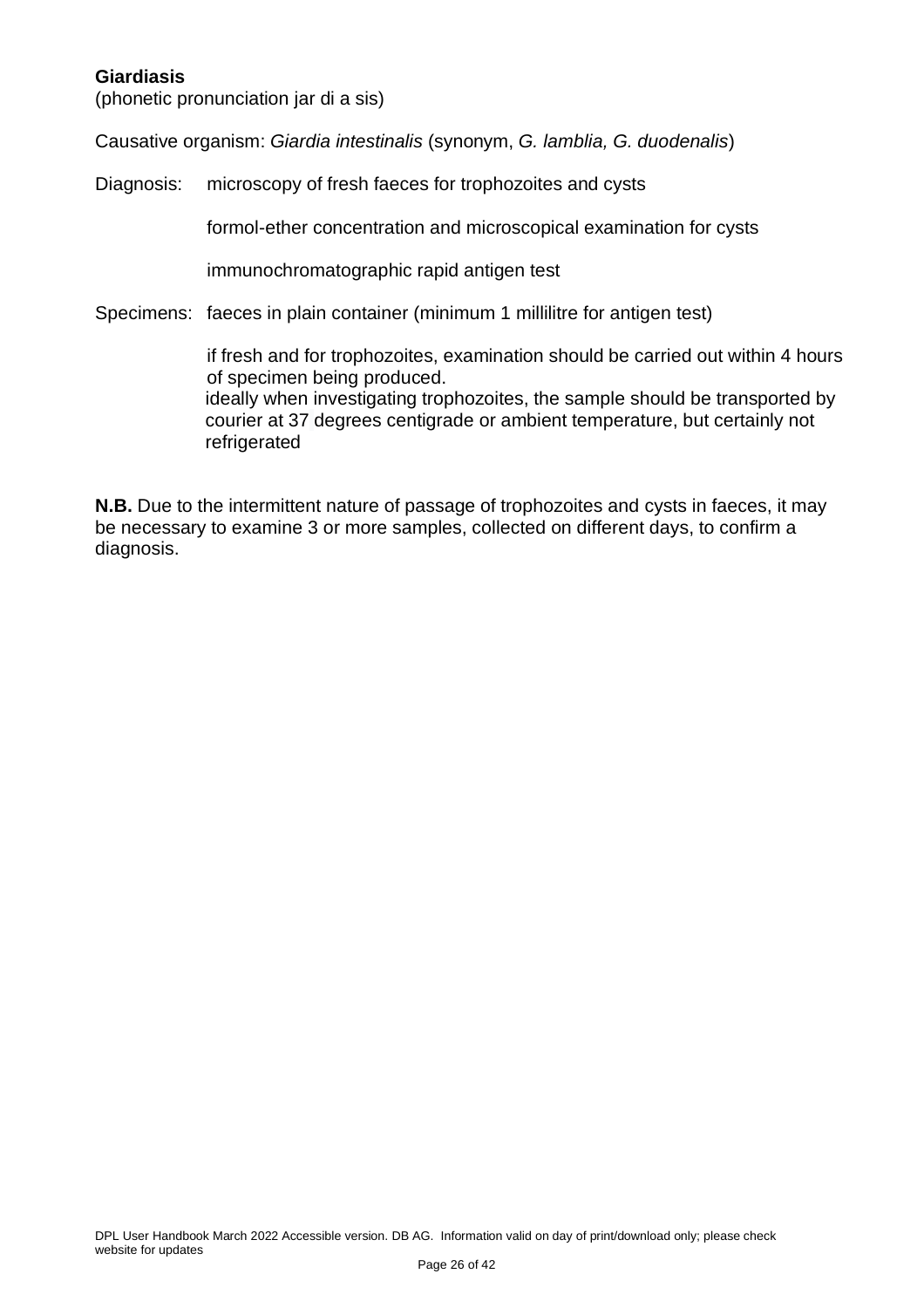**Giardiasis**
(phonetic pronunciation jar di a sis)

Causative organism: *Giardia intestinalis* (synonym, *G. lamblia, G. duodenalis*)

Diagnosis:
- microscopy of fresh faeces for trophozoites and cysts
- formol-ether concentration and microscopical examination for cysts
- immunochromatographic rapid antigen test

Specimens:
- faeces in plain container (minimum 1 millilitre for antigen test)
- if fresh and for trophozoites, examination should be carried out within 4 hours of specimen being produced.
- ideally when investigating trophozoites, the sample should be transported by courier at 37 degrees centigrade or ambient temperature, but certainly not refrigerated

**N.B.** Due to the intermittent nature of passage of trophozoites and cysts in faeces, it may be necessary to examine 3 or more samples, collected on different days, to confirm a diagnosis.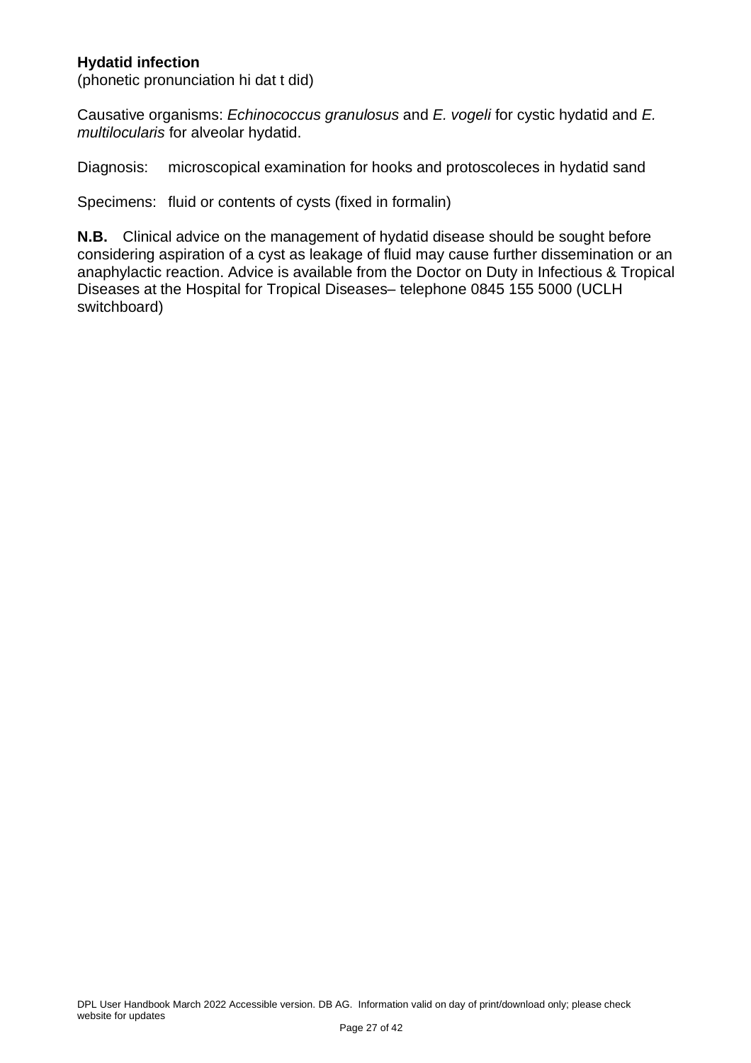**Hydatid infection**
(phonetic pronunciation hi dat t did)

Causative organisms: *Echinococcus granulosus* and *E. vogeli* for cystic hydatid and *E. multilocularis* for alveolar hydatid.

Diagnosis: microscopical examination for hooks and protoscoleces in hydatid sand

Specimens: fluid or contents of cysts (fixed in formalin)

**N.B.** Clinical advice on the management of hydatid disease should be sought before considering aspiration of a cyst as leakage of fluid may cause further dissemination or an anaphylactic reaction. Advice is available from the Doctor on Duty in Infectious & Tropical Diseases at the Hospital for Tropical Diseases– telephone 0845 155 5000 (UCLH switchboard)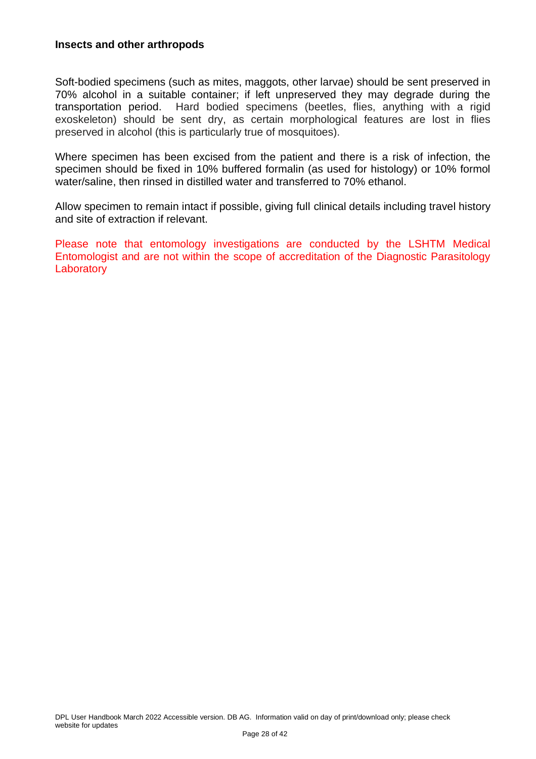**Insects and other arthropods**

Soft-bodied specimens (such as mites, maggots, other larvae) should be sent preserved in 70% alcohol in a suitable container; if left unpreserved they may degrade during the transportation period. Hard bodied specimens (beetles, flies, anything with a rigid exoskeleton) should be sent dry, as certain morphological features are lost in flies preserved in alcohol (this is particularly true of mosquitoes).

Where specimen has been excised from the patient and there is a risk of infection, the specimen should be fixed in 10% buffered formalin (as used for histology) or 10% formol water/saline, then rinsed in distilled water and transferred to 70% ethanol.

Allow specimen to remain intact if possible, giving full clinical details including travel history and site of extraction if relevant.

Please note that entomology investigations are conducted by the LSHTM Medical Entomologist and are not within the scope of accreditation of the Diagnostic Parasitology Laboratory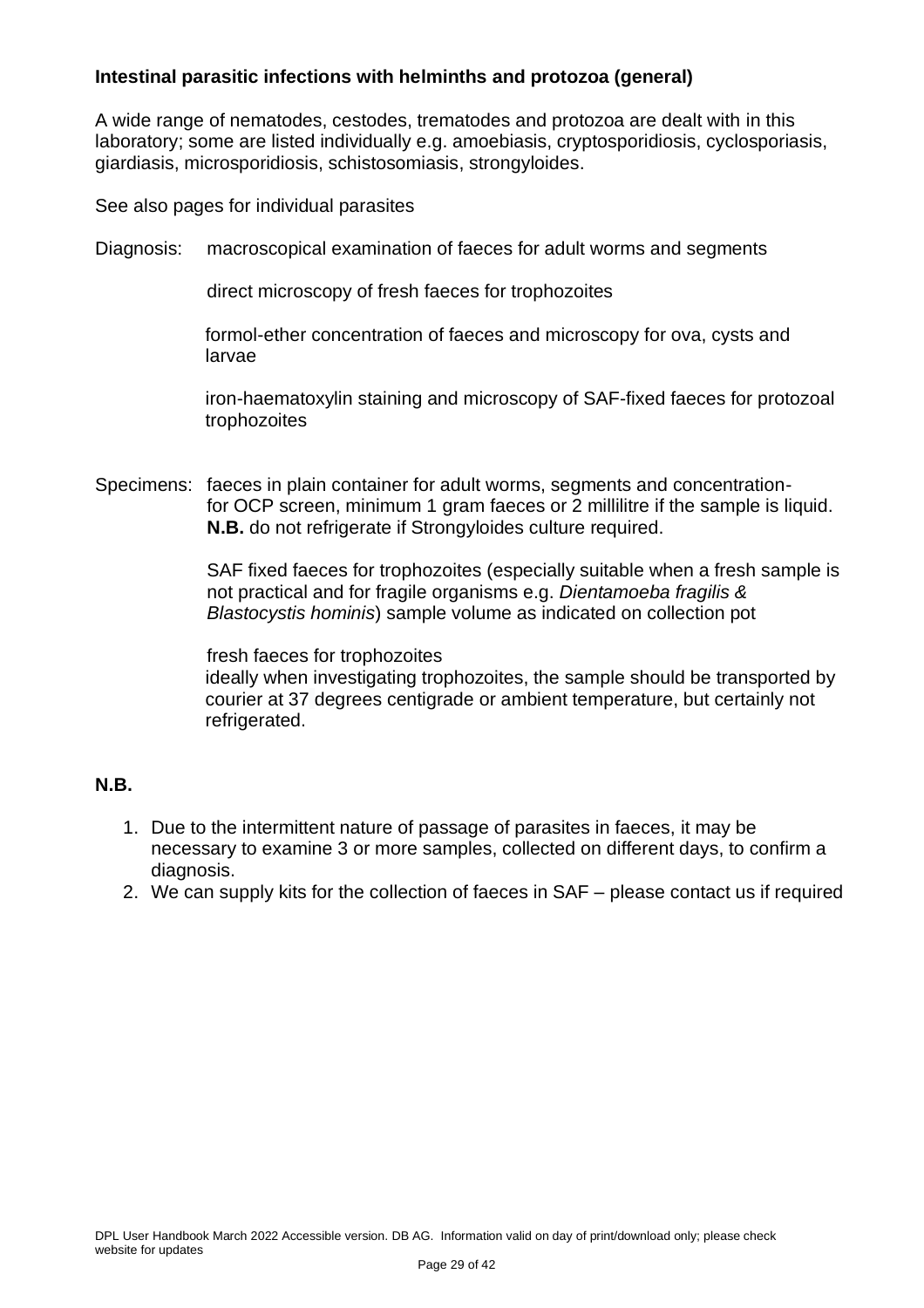**Intestinal parasitic infections with helminths and protozoa (general)**

A wide range of nematodes, cestodes, trematodes and protozoa are dealt with in this laboratory; some are listed individually e.g. amoebiasis, cryptosporidiosis, cyclosporiasis, giardiasis, microsporidiosis, schistosomiasis, strongyloides.

See also pages for individual parasites

Diagnosis: macroscopical examination of faeces for adult worms and segments

direct microscopy of fresh faeces for trophozoites

formol-ether concentration of faeces and microscopy for ova, cysts and larvae

iron-haematoxylin staining and microscopy of SAF-fixed faeces for protozoal trophozoites

Specimens: faeces in plain container for adult worms, segments and concentration- for OCP screen, minimum 1 gram faeces or 2 millilitre if the sample is liquid. **N.B.** do not refrigerate if Strongyloides culture required.

SAF fixed faeces for trophozoites (especially suitable when a fresh sample is not practical and for fragile organisms e.g. *Dientamoeba fragilis & Blastocystis hominis*) sample volume as indicated on collection pot

fresh faeces for trophozoites
ideally when investigating trophozoites, the sample should be transported by courier at 37 degrees centigrade or ambient temperature, but certainly not refrigerated.

**N.B.**

1. Due to the intermittent nature of passage of parasites in faeces, it may be necessary to examine 3 or more samples, collected on different days, to confirm a diagnosis.
2. We can supply kits for the collection of faeces in SAF – please contact us if required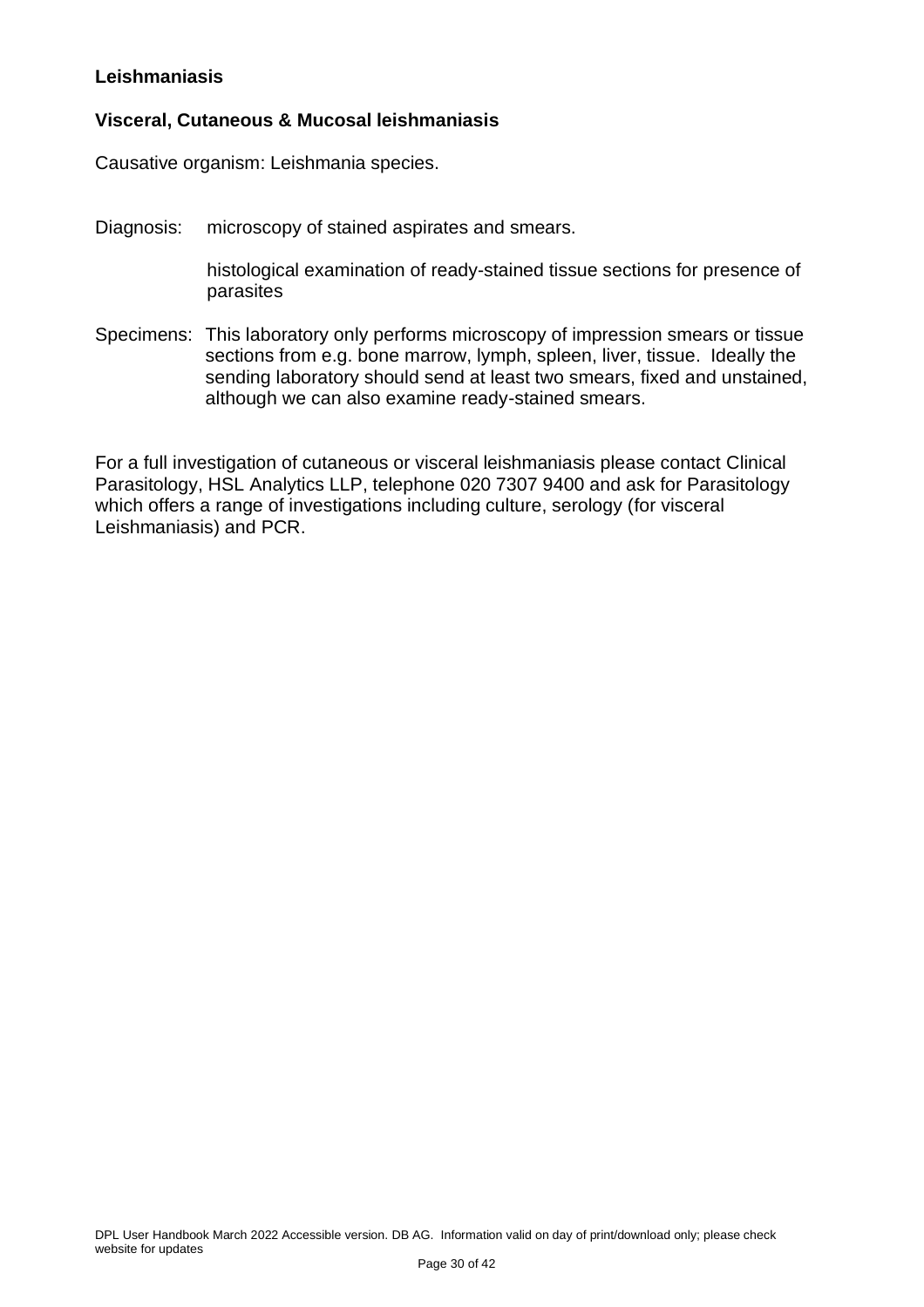## Leishmaniasis

### Visceral, Cutaneous & Mucosal leishmaniasis

Causative organism: Leishmania species.

Diagnosis: microscopy of stained aspirates and smears.

histological examination of ready-stained tissue sections for presence of parasites

Specimens: This laboratory only performs microscopy of impression smears or tissue sections from e.g. bone marrow, lymph, spleen, liver, tissue. Ideally the sending laboratory should send at least two smears, fixed and unstained, although we can also examine ready-stained smears.

For a full investigation of cutaneous or visceral leishmaniasis please contact Clinical Parasitology, HSL Analytics LLP, telephone 020 7307 9400 and ask for Parasitology which offers a range of investigations including culture, serology (for visceral Leishmaniasis) and PCR.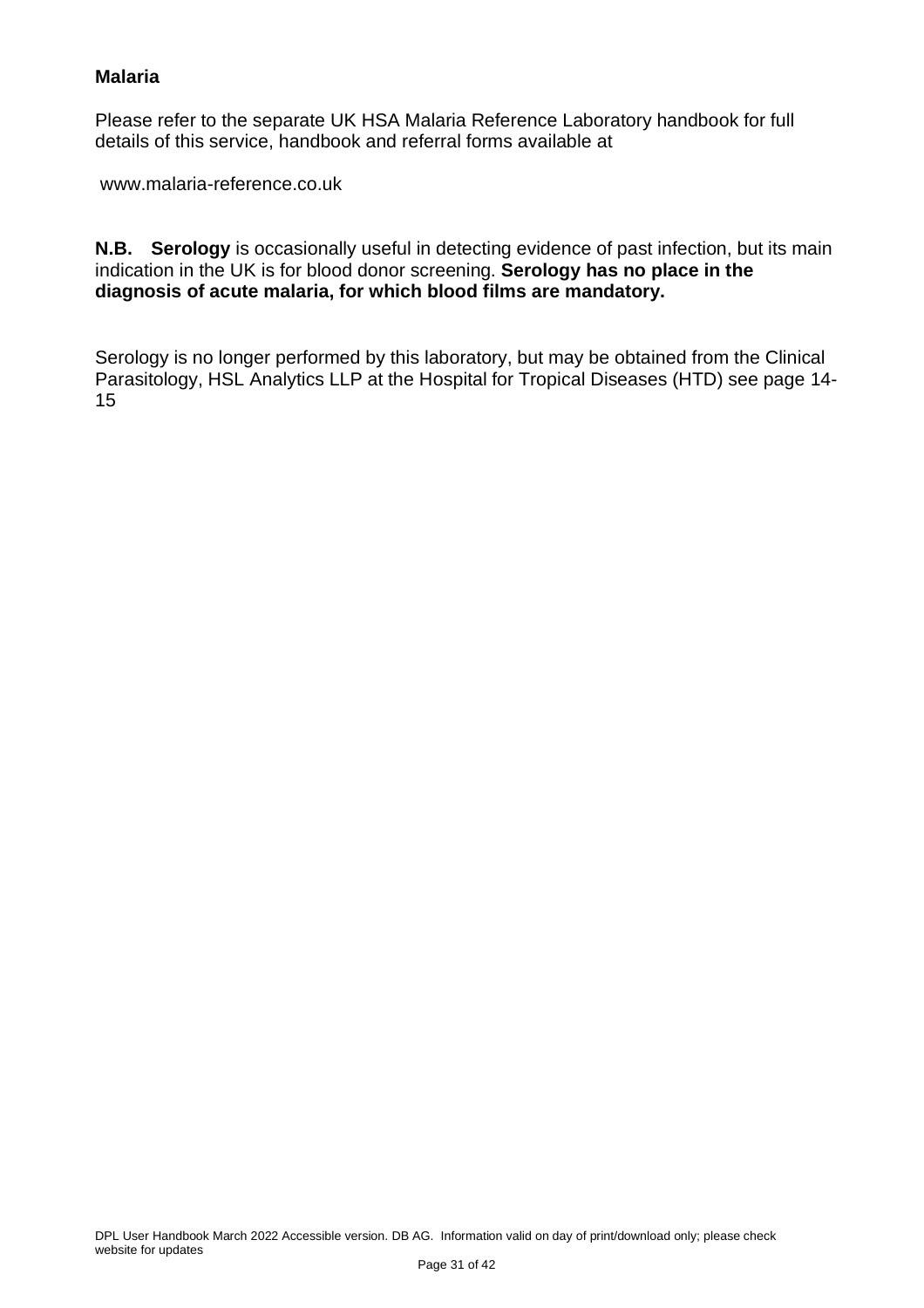## Malaria

Please refer to the separate UK HSA Malaria Reference Laboratory handbook for full details of this service, handbook and referral forms available at

www.malaria-reference.co.uk

**N.B. Serology** is occasionally useful in detecting evidence of past infection, but its main indication in the UK is for blood donor screening. **Serology has no place in the diagnosis of acute malaria, for which blood films are mandatory.**

Serology is no longer performed by this laboratory, but may be obtained from the Clinical Parasitology, HSL Analytics LLP at the Hospital for Tropical Diseases (HTD) see page 14-15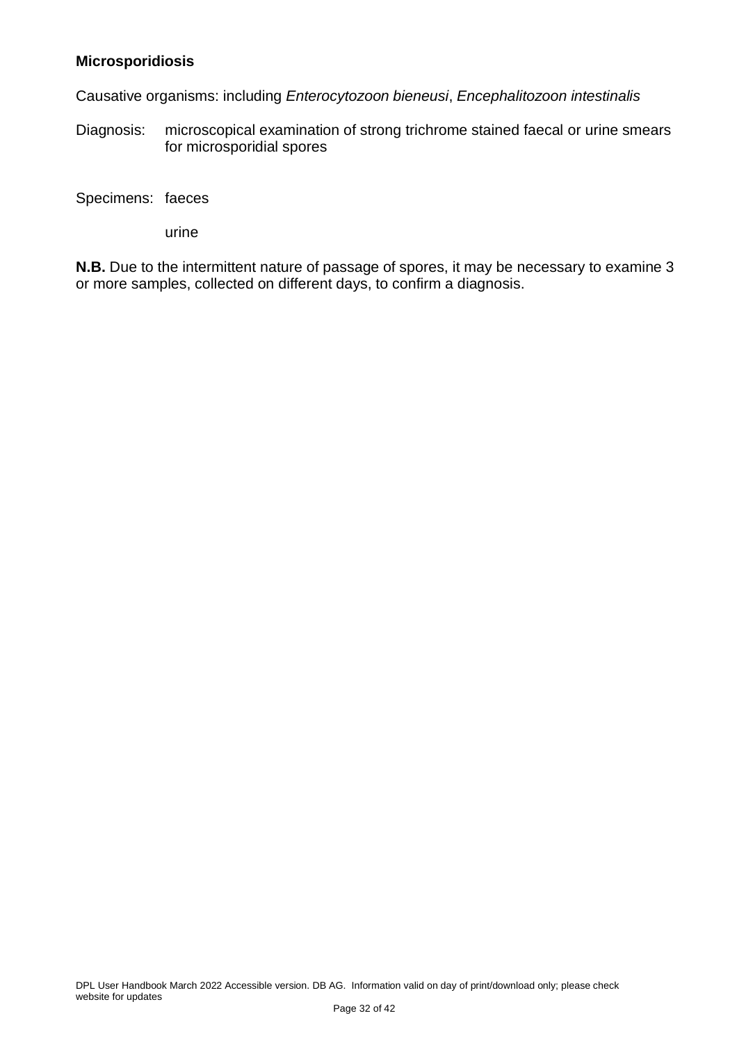**Microsporidiosis**

Causative organisms: including *Enterocytozoon bieneusi*, *Encephalitozoon intestinalis*

Diagnosis: microscopical examination of strong trichrome stained faecal or urine smears for microsporidial spores

Specimens: faeces

urine

**N.B.** Due to the intermittent nature of passage of spores, it may be necessary to examine 3 or more samples, collected on different days, to confirm a diagnosis.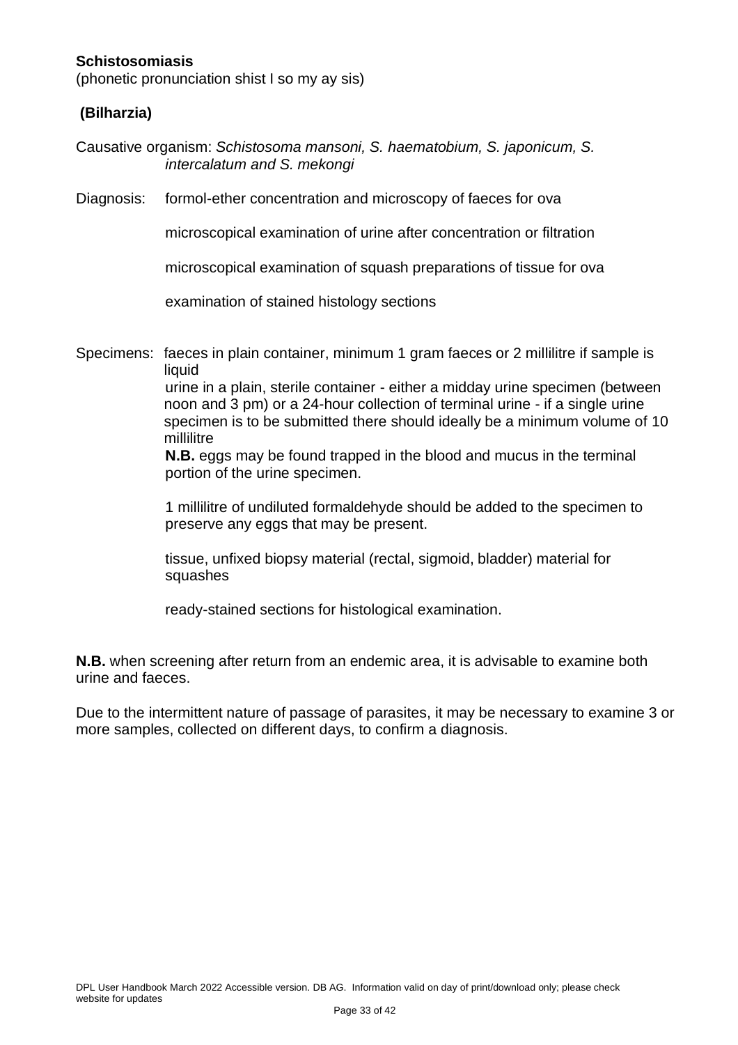**Schistosomiasis**

(phonetic pronunciation shist I so my ay sis)

**(Bilharzia)**

Causative organism: *Schistosoma mansoni, S. haematobium, S. japonicum, S. intercalatum and S. mekongi*

Diagnosis: formol-ether concentration and microscopy of faeces for ova

microscopical examination of urine after concentration or filtration

microscopical examination of squash preparations of tissue for ova

examination of stained histology sections

Specimens: faeces in plain container, minimum 1 gram faeces or 2 millilitre if sample is liquid

urine in a plain, sterile container - either a midday urine specimen (between noon and 3 pm) or a 24-hour collection of terminal urine - if a single urine specimen is to be submitted there should ideally be a minimum volume of 10 millilitre

**N.B.** eggs may be found trapped in the blood and mucus in the terminal portion of the urine specimen.

1 millilitre of undiluted formaldehyde should be added to the specimen to preserve any eggs that may be present.

tissue, unfixed biopsy material (rectal, sigmoid, bladder) material for squashes

ready-stained sections for histological examination.

**N.B.** when screening after return from an endemic area, it is advisable to examine both urine and faeces.

Due to the intermittent nature of passage of parasites, it may be necessary to examine 3 or more samples, collected on different days, to confirm a diagnosis.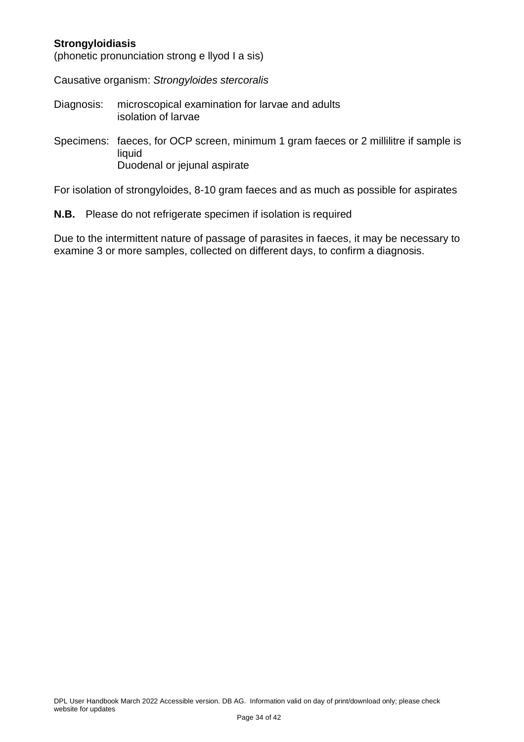**Strongyloidiasis**
(phonetic pronunciation strong e llyod I a sis)

Causative organism: *Strongyloides stercoralis*

Diagnosis: microscopical examination for larvae and adults
isolation of larvae

Specimens: faeces, for OCP screen, minimum 1 gram faeces or 2 millilitre if sample is liquid
Duodenal or jejunal aspirate

For isolation of strongyloides, 8-10 gram faeces and as much as possible for aspirates

**N.B.** Please do not refrigerate specimen if isolation is required

Due to the intermittent nature of passage of parasites in faeces, it may be necessary to examine 3 or more samples, collected on different days, to confirm a diagnosis.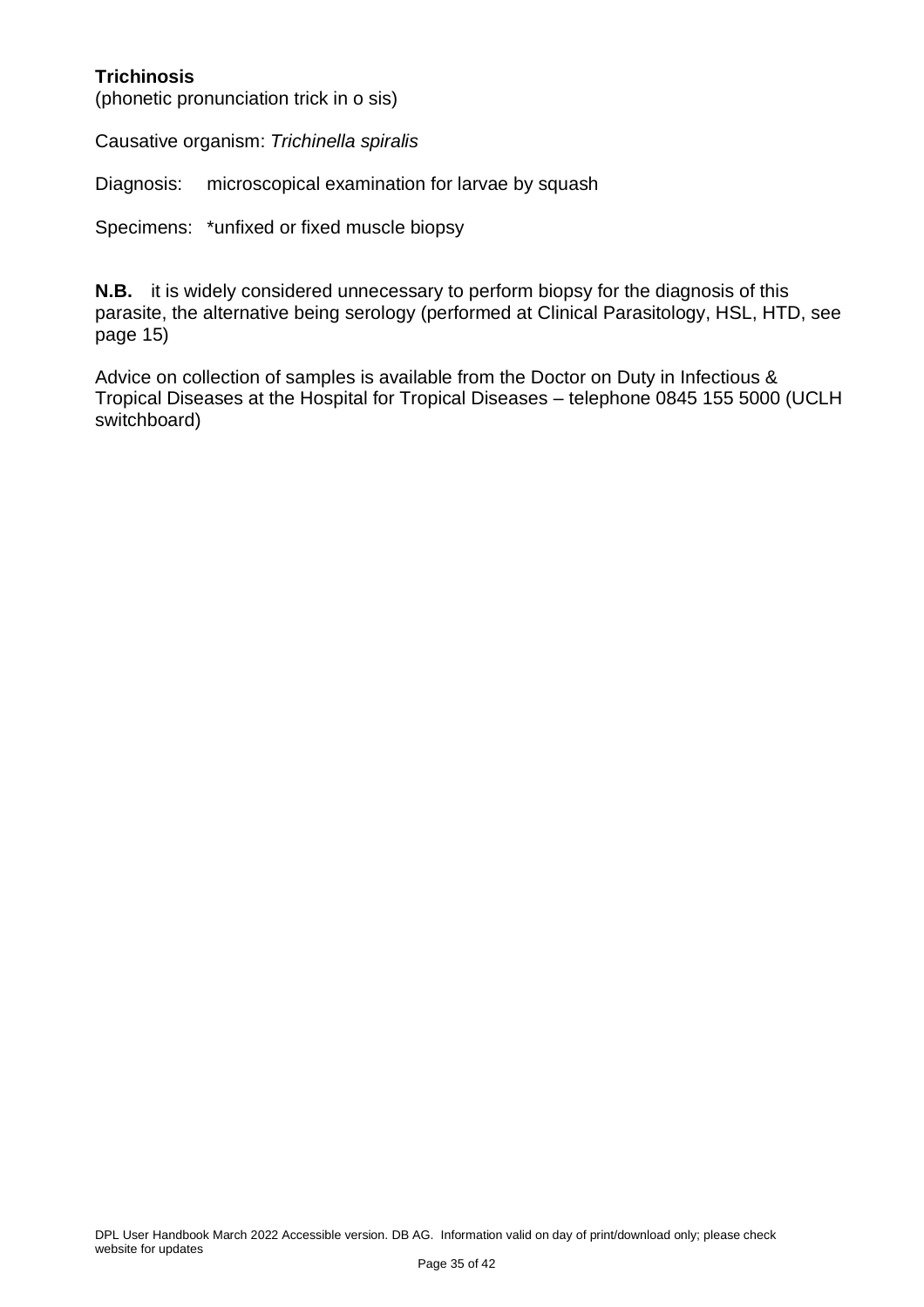**Trichinosis**
(phonetic pronunciation trick in o sis)

Causative organism: *Trichinella spiralis*

Diagnosis: microscopical examination for larvae by squash

Specimens: *unfixed or fixed muscle biopsy

**N.B.** it is widely considered unnecessary to perform biopsy for the diagnosis of this parasite, the alternative being serology (performed at Clinical Parasitology, HSL, HTD, see page 15)

Advice on collection of samples is available from the Doctor on Duty in Infectious & Tropical Diseases at the Hospital for Tropical Diseases – telephone 0845 155 5000 (UCLH switchboard)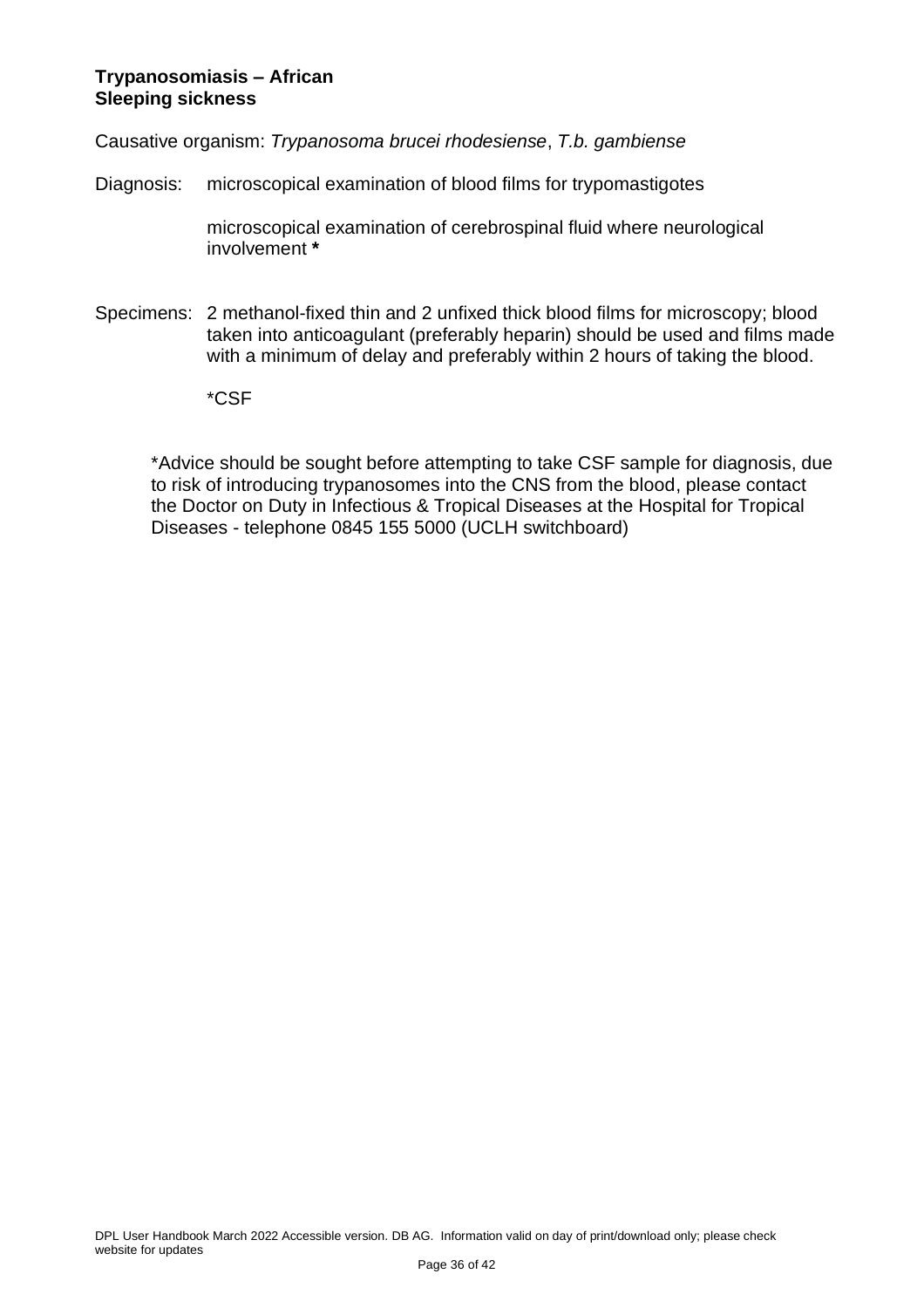**Trypanosomiasis – African**
**Sleeping sickness**

Causative organism: *Trypanosoma brucei rhodesiense*, *T.b. gambiense*

Diagnosis: microscopical examination of blood films for trypomastigotes

microscopical examination of cerebrospinal fluid where neurological involvement **\***

Specimens: 2 methanol-fixed thin and 2 unfixed thick blood films for microscopy; blood taken into anticoagulant (preferably heparin) should be used and films made with a minimum of delay and preferably within 2 hours of taking the blood.

*CSF

*Advice should be sought before attempting to take CSF sample for diagnosis, due to risk of introducing trypanosomes into the CNS from the blood, please contact the Doctor on Duty in Infectious & Tropical Diseases at the Hospital for Tropical Diseases - telephone 0845 155 5000 (UCLH switchboard)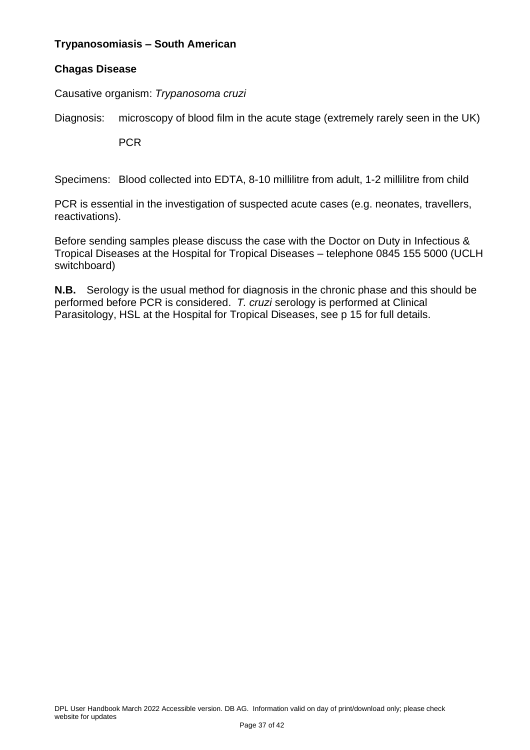**Trypanosomiasis – South American**

**Chagas Disease**

Causative organism: *Trypanosoma cruzi*

Diagnosis: microscopy of blood film in the acute stage (extremely rarely seen in the UK)

PCR

Specimens: Blood collected into EDTA, 8-10 millilitre from adult, 1-2 millilitre from child

PCR is essential in the investigation of suspected acute cases (e.g. neonates, travellers, reactivations).

Before sending samples please discuss the case with the Doctor on Duty in Infectious & Tropical Diseases at the Hospital for Tropical Diseases – telephone 0845 155 5000 (UCLH switchboard)

**N.B.** Serology is the usual method for diagnosis in the chronic phase and this should be performed before PCR is considered. *T. cruzi* serology is performed at Clinical Parasitology, HSL at the Hospital for Tropical Diseases, see p 15 for full details.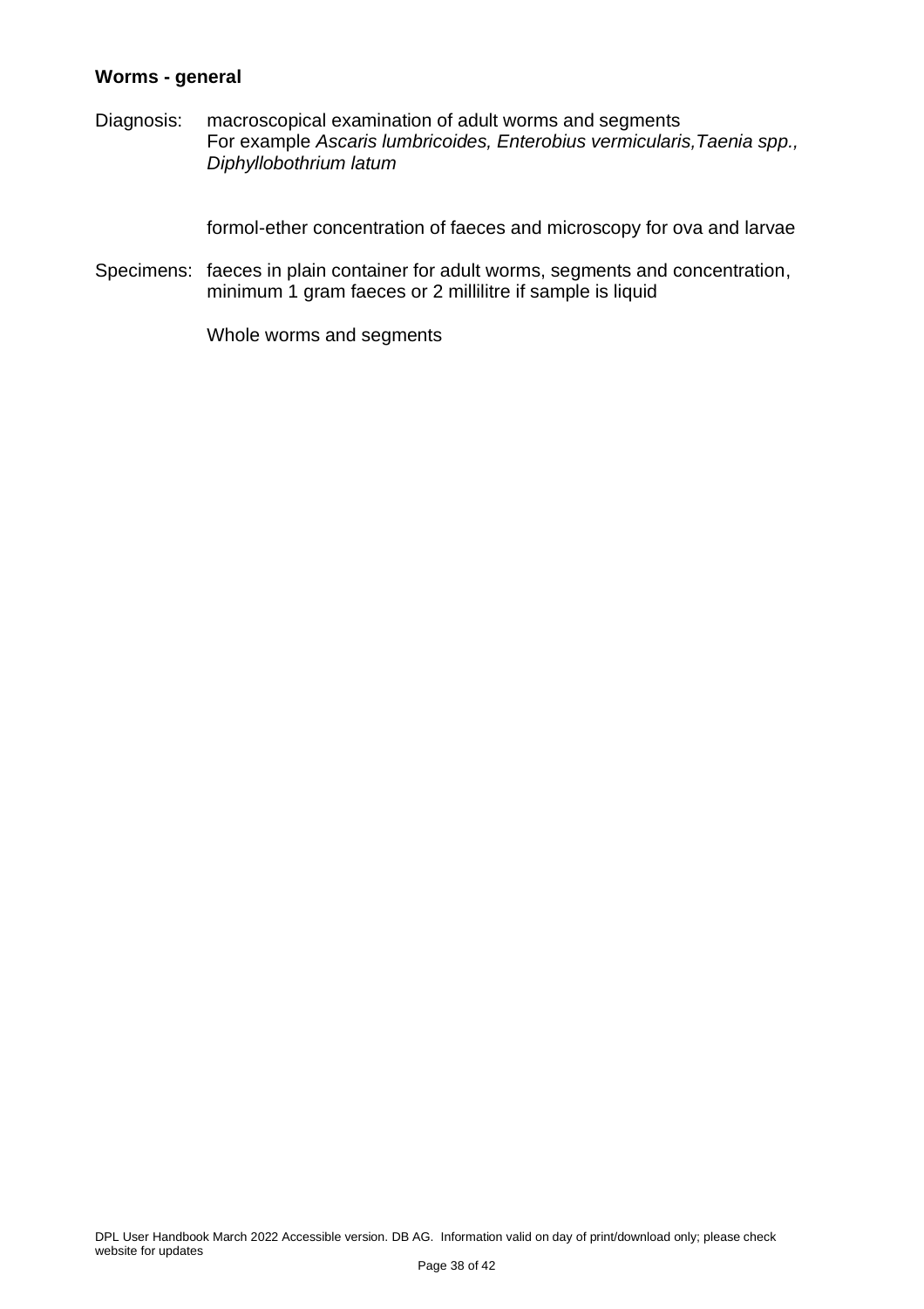**Worms - general**

Diagnosis: macroscopical examination of adult worms and segments
For example *Ascaris lumbricoides, Enterobius vermicularis,Taenia spp., Diphyllobothrium latum*

formol-ether concentration of faeces and microscopy for ova and larvae

Specimens: faeces in plain container for adult worms, segments and concentration, minimum 1 gram faeces or 2 millilitre if sample is liquid

Whole worms and segments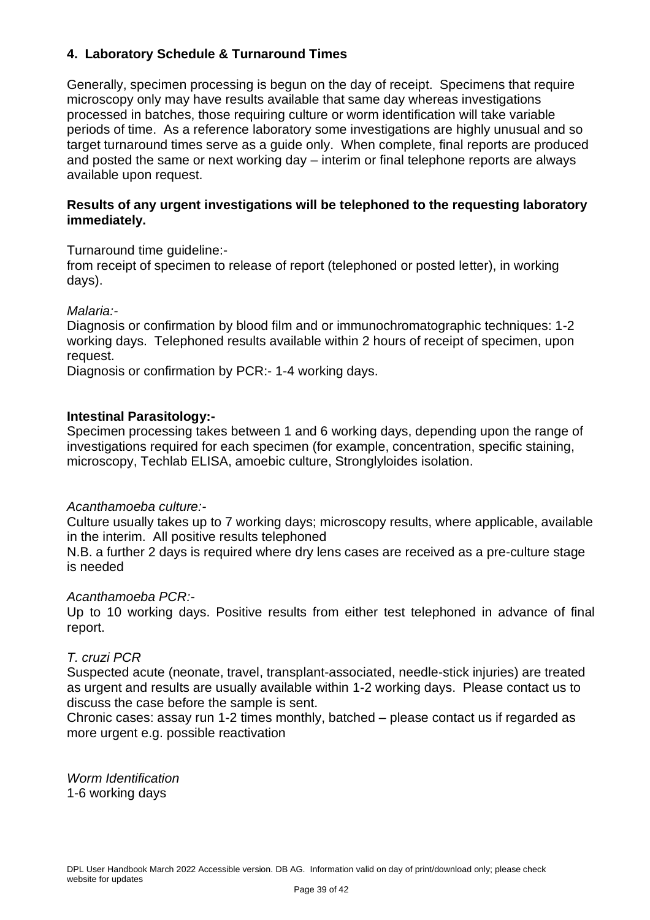## 4. Laboratory Schedule & Turnaround Times

Generally, specimen processing is begun on the day of receipt. Specimens that require microscopy only may have results available that same day whereas investigations processed in batches, those requiring culture or worm identification will take variable periods of time. As a reference laboratory some investigations are highly unusual and so target turnaround times serve as a guide only. When complete, final reports are produced and posted the same or next working day – interim or final telephone reports are always available upon request.

**Results of any urgent investigations will be telephoned to the requesting laboratory immediately.**

Turnaround time guideline:-
from receipt of specimen to release of report (telephoned or posted letter), in working days).

*Malaria:-*
Diagnosis or confirmation by blood film and or immunochromatographic techniques: 1-2 working days. Telephoned results available within 2 hours of receipt of specimen, upon request.
Diagnosis or confirmation by PCR:- 1-4 working days.

**Intestinal Parasitology:-**
Specimen processing takes between 1 and 6 working days, depending upon the range of investigations required for each specimen (for example, concentration, specific staining, microscopy, Techlab ELISA, amoebic culture, Stronglyloides isolation.

*Acanthamoeba culture:-*
Culture usually takes up to 7 working days; microscopy results, where applicable, available in the interim. All positive results telephoned
N.B. a further 2 days is required where dry lens cases are received as a pre-culture stage is needed

*Acanthamoeba PCR:-*
Up to 10 working days. Positive results from either test telephoned in advance of final report.

*T. cruzi PCR*
Suspected acute (neonate, travel, transplant-associated, needle-stick injuries) are treated as urgent and results are usually available within 1-2 working days. Please contact us to discuss the case before the sample is sent.
Chronic cases: assay run 1-2 times monthly, batched – please contact us if regarded as more urgent e.g. possible reactivation

*Worm Identification*
1-6 working days

DPL User Handbook March 2022 Accessible version. DB AG. Information valid on day of print/download only; please check website for updates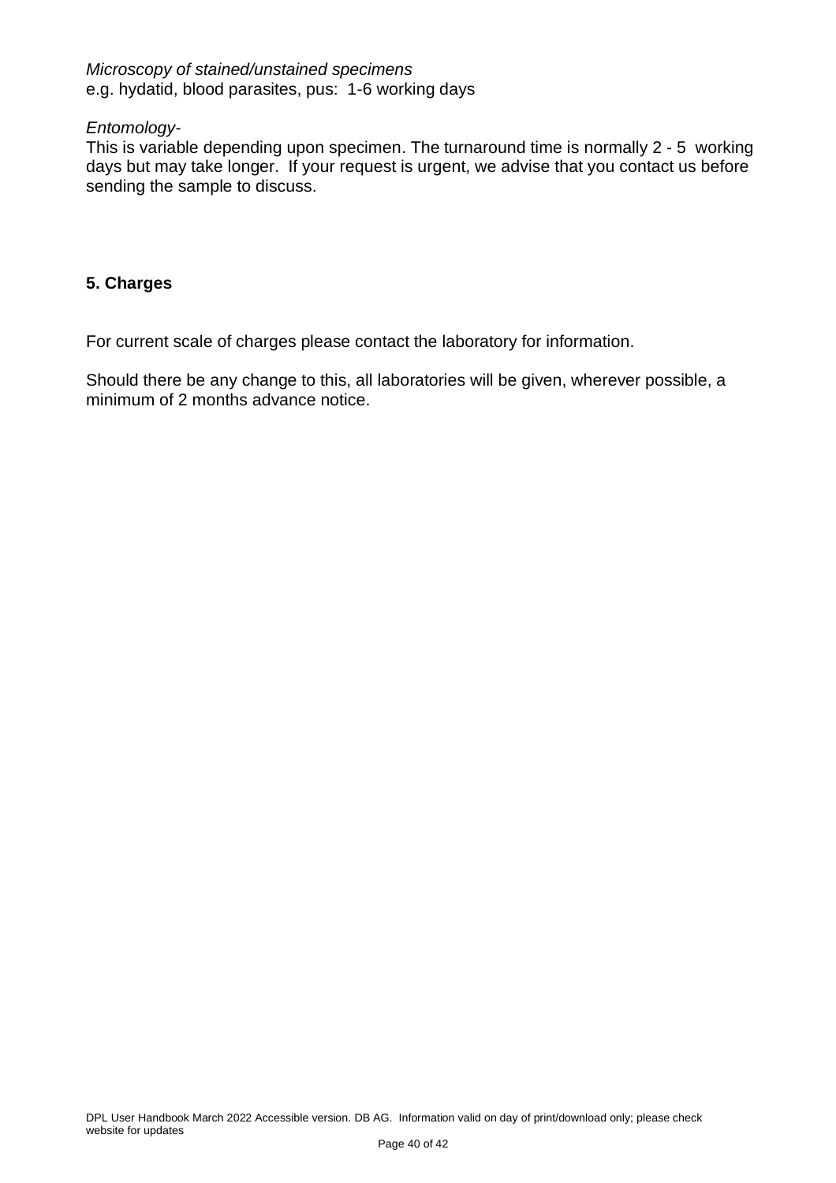*Microscopy of stained/unstained specimens*
e.g. hydatid, blood parasites, pus: 1-6 working days

*Entomology-*
This is variable depending upon specimen. The turnaround time is normally 2 - 5 working days but may take longer. If your request is urgent, we advise that you contact us before sending the sample to discuss.

## 5. Charges

For current scale of charges please contact the laboratory for information.

Should there be any change to this, all laboratories will be given, wherever possible, a minimum of 2 months advance notice.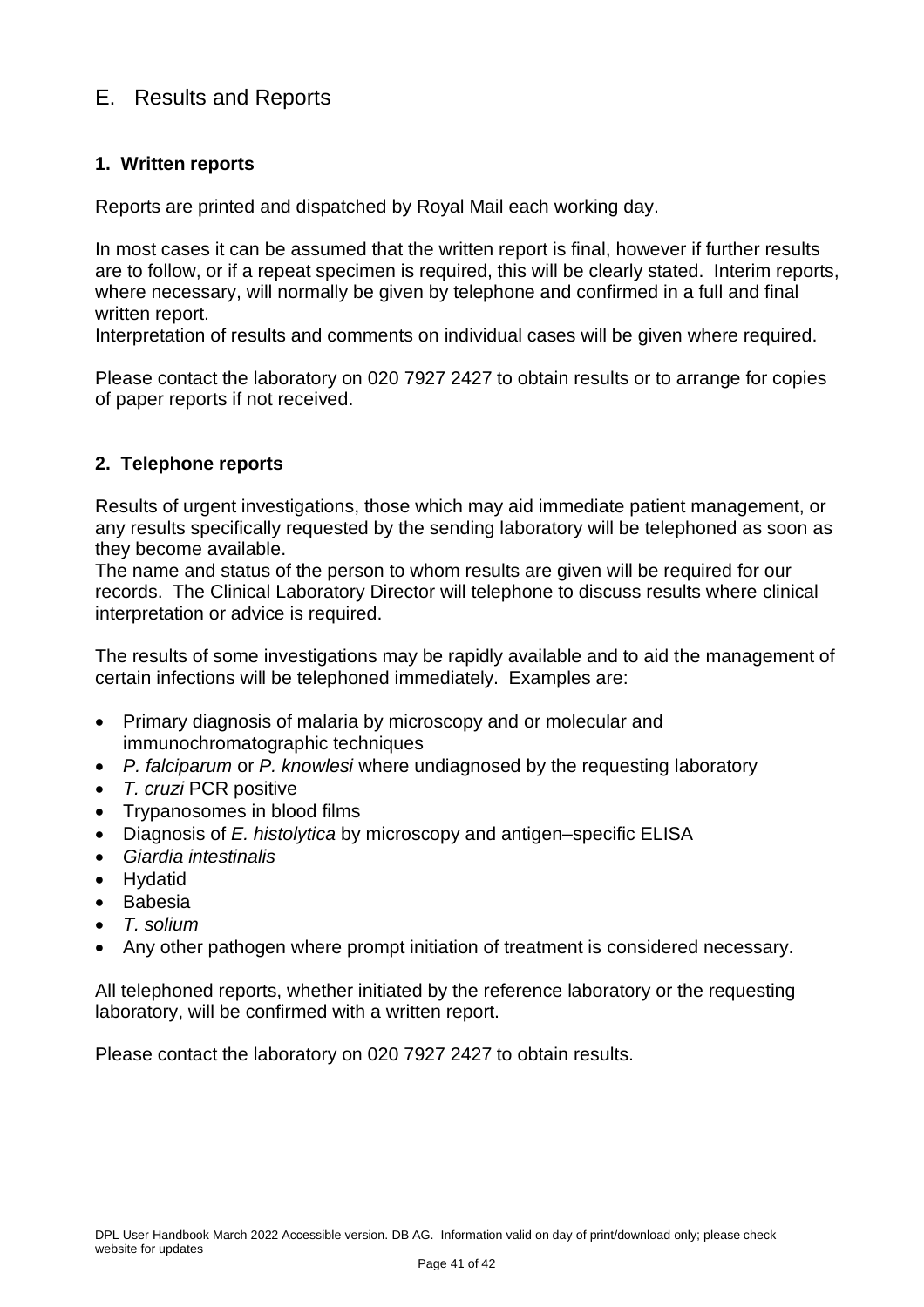## E. Results and Reports

### 1. Written reports

Reports are printed and dispatched by Royal Mail each working day.

In most cases it can be assumed that the written report is final, however if further results are to follow, or if a repeat specimen is required, this will be clearly stated. Interim reports, where necessary, will normally be given by telephone and confirmed in a full and final written report.
Interpretation of results and comments on individual cases will be given where required.

Please contact the laboratory on 020 7927 2427 to obtain results or to arrange for copies of paper reports if not received.

### 2. Telephone reports

Results of urgent investigations, those which may aid immediate patient management, or any results specifically requested by the sending laboratory will be telephoned as soon as they become available.
The name and status of the person to whom results are given will be required for our records. The Clinical Laboratory Director will telephone to discuss results where clinical interpretation or advice is required.

The results of some investigations may be rapidly available and to aid the management of certain infections will be telephoned immediately. Examples are:

- Primary diagnosis of malaria by microscopy and or molecular and immunochromatographic techniques
- *P. falciparum* or *P. knowlesi* where undiagnosed by the requesting laboratory
- *T. cruzi* PCR positive
- Trypanosomes in blood films
- Diagnosis of *E. histolytica* by microscopy and antigen–specific ELISA
- *Giardia intestinalis*
- Hydatid
- Babesia
- *T. solium*
- Any other pathogen where prompt initiation of treatment is considered necessary.

All telephoned reports, whether initiated by the reference laboratory or the requesting laboratory, will be confirmed with a written report.

Please contact the laboratory on 020 7927 2427 to obtain results.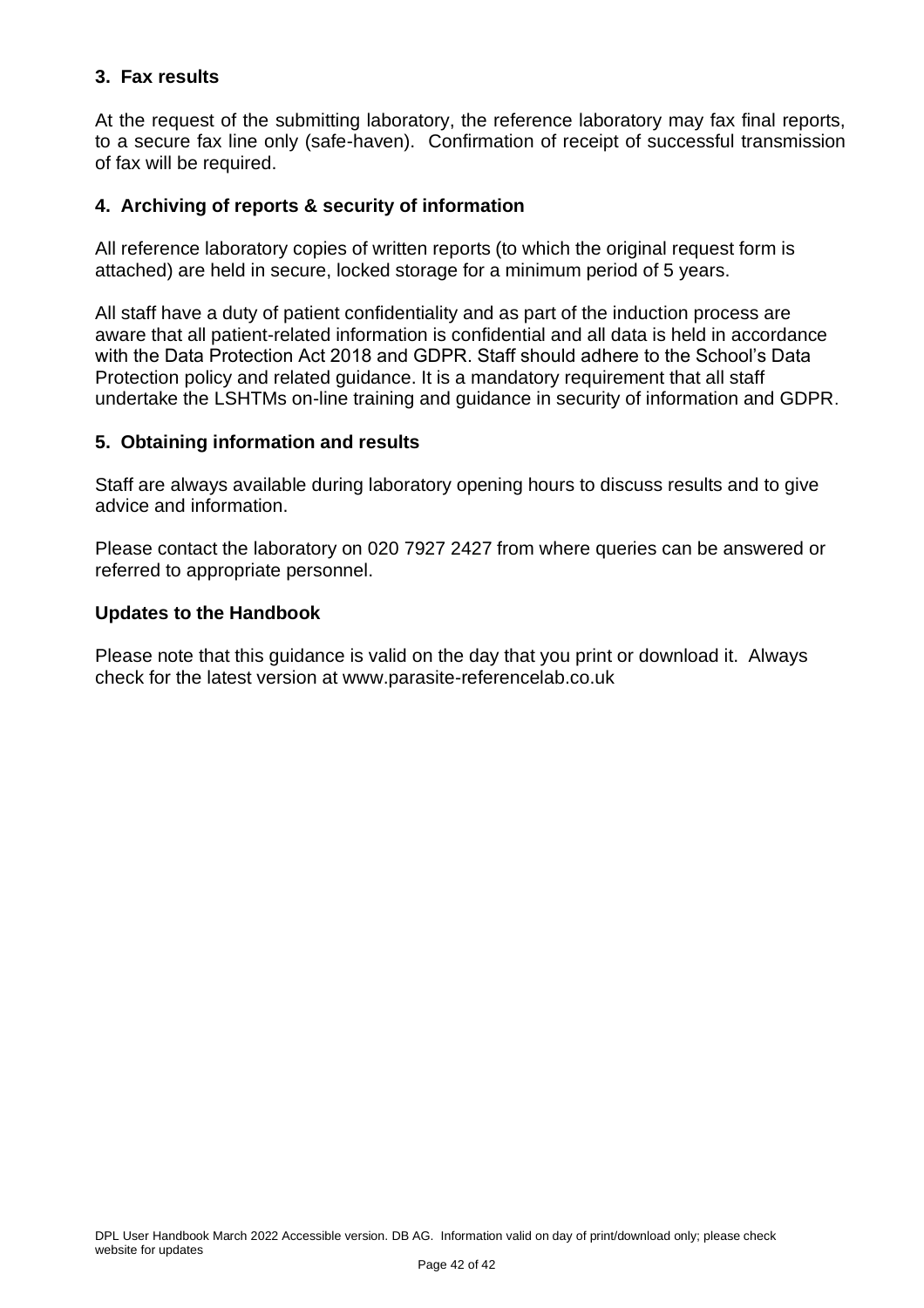## 3. Fax results

At the request of the submitting laboratory, the reference laboratory may fax final reports, to a secure fax line only (safe-haven). Confirmation of receipt of successful transmission of fax will be required.

## 4. Archiving of reports & security of information

All reference laboratory copies of written reports (to which the original request form is attached) are held in secure, locked storage for a minimum period of 5 years.

All staff have a duty of patient confidentiality and as part of the induction process are aware that all patient-related information is confidential and all data is held in accordance with the Data Protection Act 2018 and GDPR. Staff should adhere to the School's Data Protection policy and related guidance. It is a mandatory requirement that all staff undertake the LSHTMs on-line training and guidance in security of information and GDPR.

## 5. Obtaining information and results

Staff are always available during laboratory opening hours to discuss results and to give advice and information.

Please contact the laboratory on 020 7927 2427 from where queries can be answered or referred to appropriate personnel.

## Updates to the Handbook

Please note that this guidance is valid on the day that you print or download it. Always check for the latest version at www.parasite-referencelab.co.uk